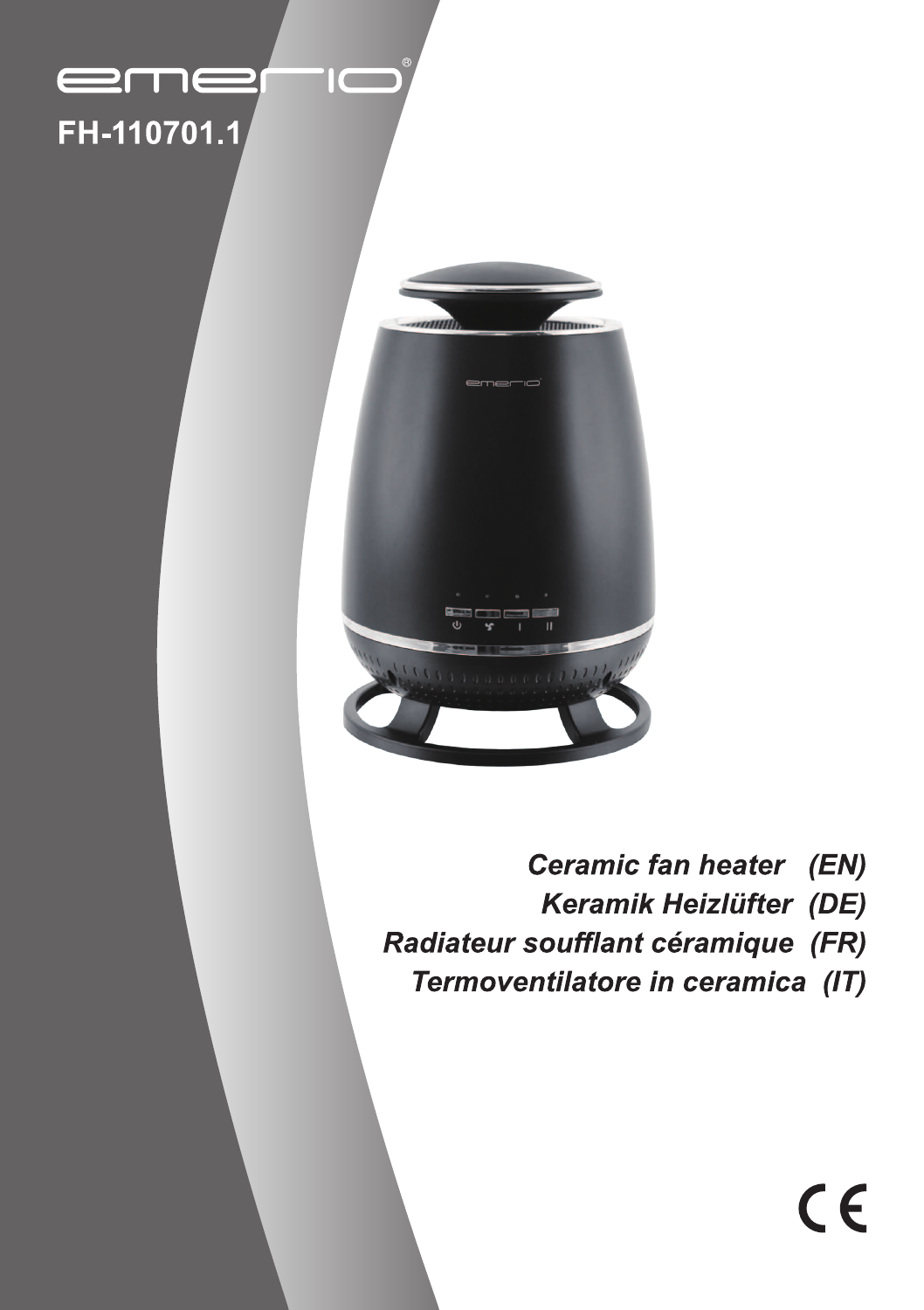emerio®

**FH-110701.1**

*Ceramic fan heater (EN)*
*Keramik Heizlüfter (DE)*
*Radiateur soufflant céramique (FR)*
*Termoventilatore in ceramica (IT)*

CE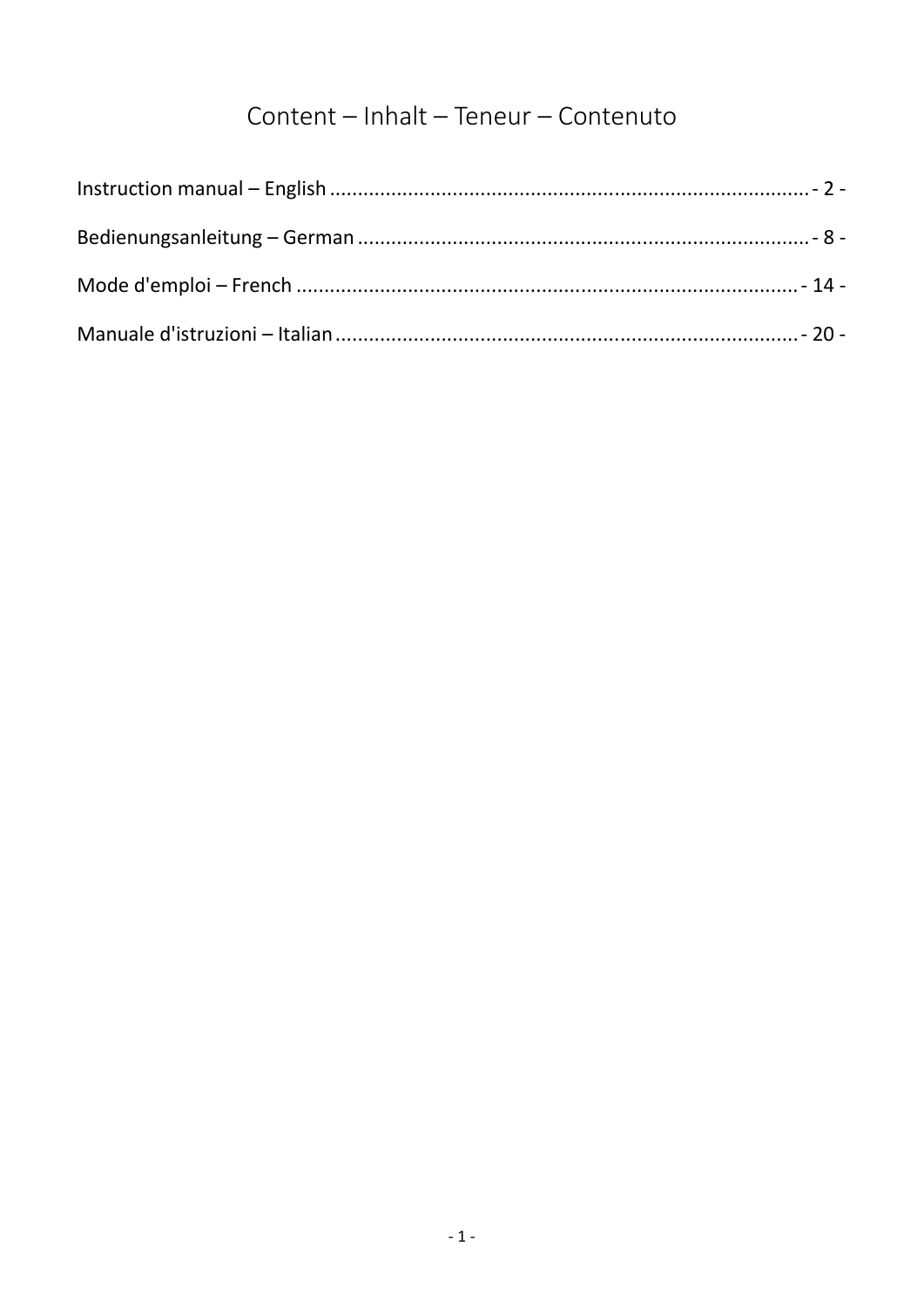# Content – Inhalt – Teneur – Contenuto

Instruction manual – English ........................................................................................ - 2 -

Bedienungsanleitung – German ..................................................................................... - 8 -

Mode d'emploi – French ............................................................................................... - 14 -

Manuale d'istruzioni – Italian ........................................................................................ - 20 -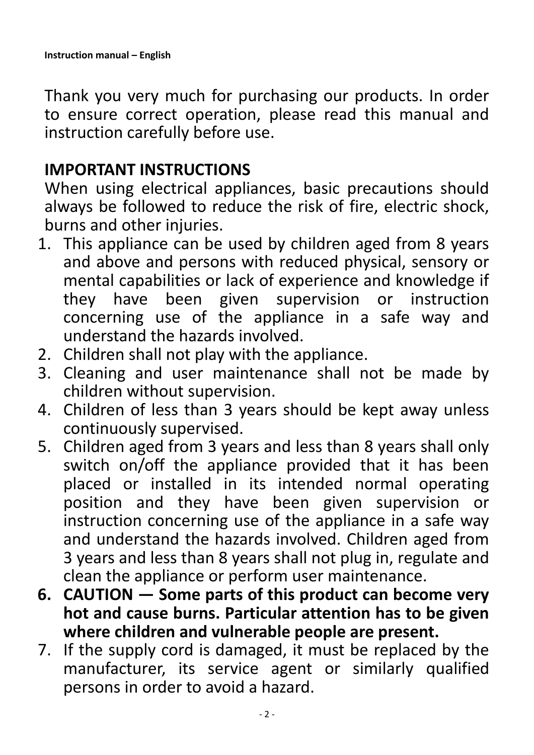Thank you very much for purchasing our products. In order to ensure correct operation, please read this manual and instruction carefully before use.

## IMPORTANT INSTRUCTIONS

When using electrical appliances, basic precautions should always be followed to reduce the risk of fire, electric shock, burns and other injuries.

1. This appliance can be used by children aged from 8 years and above and persons with reduced physical, sensory or mental capabilities or lack of experience and knowledge if they have been given supervision or instruction concerning use of the appliance in a safe way and understand the hazards involved.
2. Children shall not play with the appliance.
3. Cleaning and user maintenance shall not be made by children without supervision.
4. Children of less than 3 years should be kept away unless continuously supervised.
5. Children aged from 3 years and less than 8 years shall only switch on/off the appliance provided that it has been placed or installed in its intended normal operating position and they have been given supervision or instruction concerning use of the appliance in a safe way and understand the hazards involved. Children aged from 3 years and less than 8 years shall not plug in, regulate and clean the appliance or perform user maintenance.
6. **CAUTION — Some parts of this product can become very hot and cause burns. Particular attention has to be given where children and vulnerable people are present.**
7. If the supply cord is damaged, it must be replaced by the manufacturer, its service agent or similarly qualified persons in order to avoid a hazard.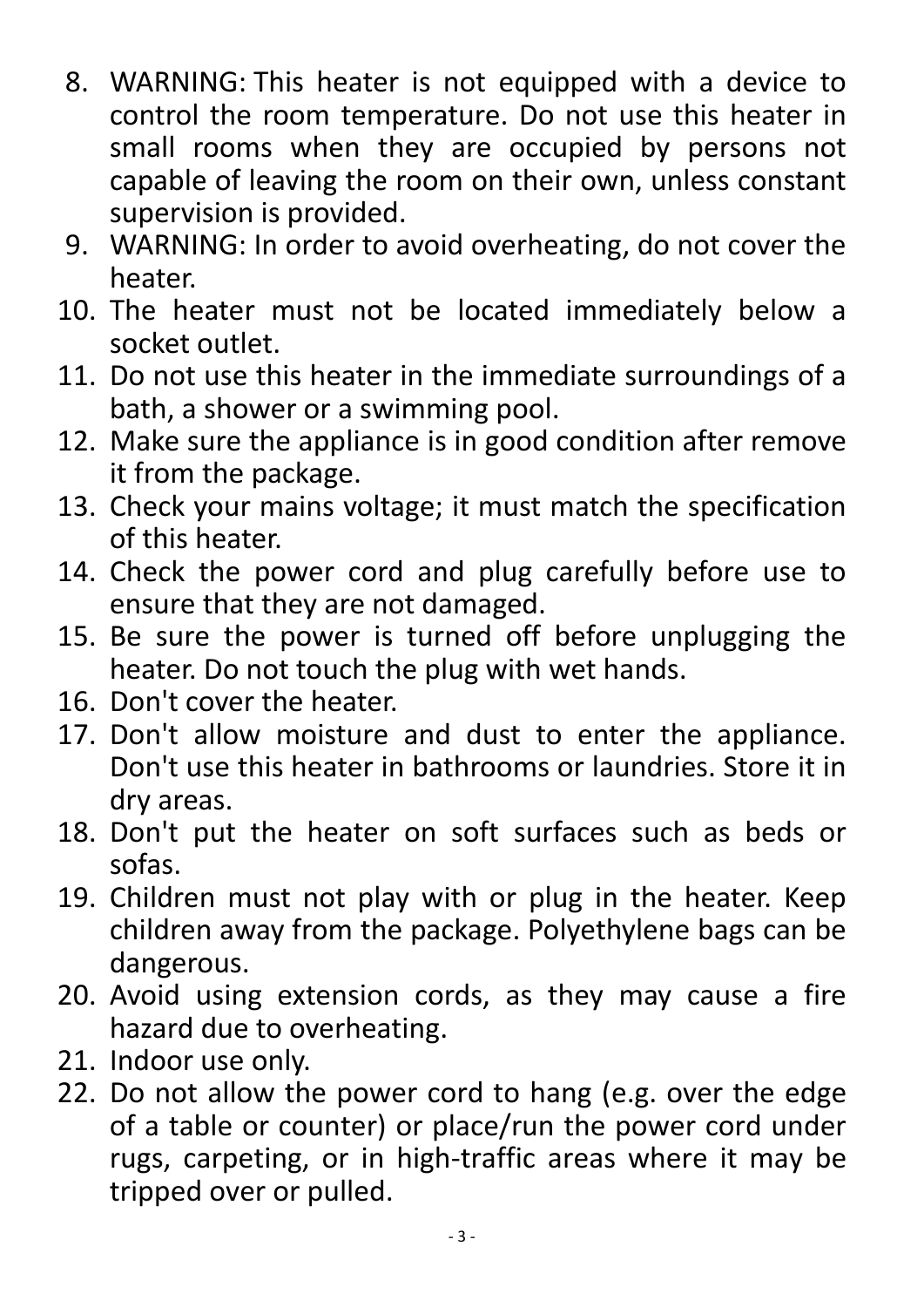8. WARNING: This heater is not equipped with a device to control the room temperature. Do not use this heater in small rooms when they are occupied by persons not capable of leaving the room on their own, unless constant supervision is provided.
9. WARNING: In order to avoid overheating, do not cover the heater.
10. The heater must not be located immediately below a socket outlet.
11. Do not use this heater in the immediate surroundings of a bath, a shower or a swimming pool.
12. Make sure the appliance is in good condition after remove it from the package.
13. Check your mains voltage; it must match the specification of this heater.
14. Check the power cord and plug carefully before use to ensure that they are not damaged.
15. Be sure the power is turned off before unplugging the heater. Do not touch the plug with wet hands.
16. Don't cover the heater.
17. Don't allow moisture and dust to enter the appliance. Don't use this heater in bathrooms or laundries. Store it in dry areas.
18. Don't put the heater on soft surfaces such as beds or sofas.
19. Children must not play with or plug in the heater. Keep children away from the package. Polyethylene bags can be dangerous.
20. Avoid using extension cords, as they may cause a fire hazard due to overheating.
21. Indoor use only.
22. Do not allow the power cord to hang (e.g. over the edge of a table or counter) or place/run the power cord under rugs, carpeting, or in high-traffic areas where it may be tripped over or pulled.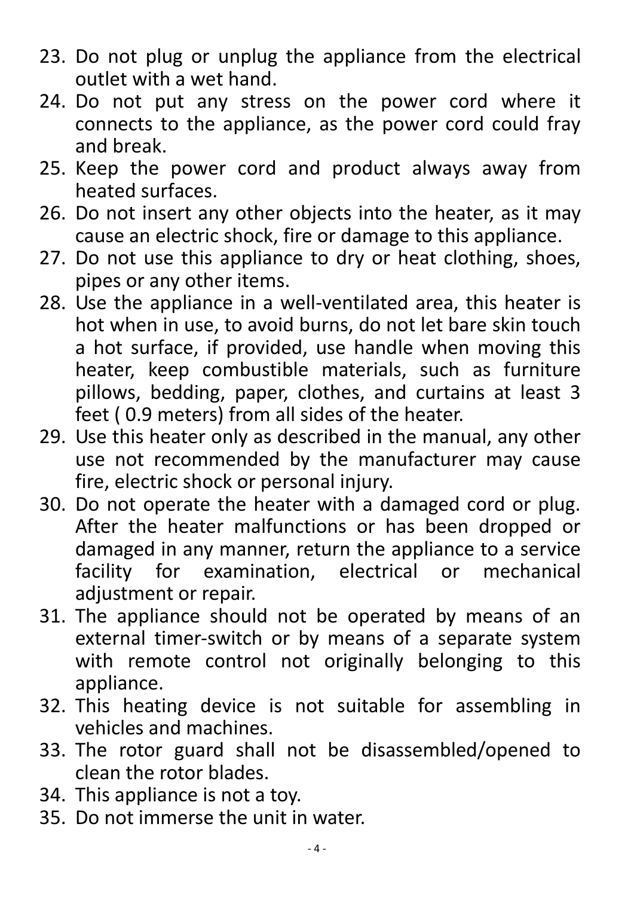23. Do not plug or unplug the appliance from the electrical outlet with a wet hand.
24. Do not put any stress on the power cord where it connects to the appliance, as the power cord could fray and break.
25. Keep the power cord and product always away from heated surfaces.
26. Do not insert any other objects into the heater, as it may cause an electric shock, fire or damage to this appliance.
27. Do not use this appliance to dry or heat clothing, shoes, pipes or any other items.
28. Use the appliance in a well-ventilated area, this heater is hot when in use, to avoid burns, do not let bare skin touch a hot surface, if provided, use handle when moving this heater, keep combustible materials, such as furniture pillows, bedding, paper, clothes, and curtains at least 3 feet ( 0.9 meters) from all sides of the heater.
29. Use this heater only as described in the manual, any other use not recommended by the manufacturer may cause fire, electric shock or personal injury.
30. Do not operate the heater with a damaged cord or plug. After the heater malfunctions or has been dropped or damaged in any manner, return the appliance to a service facility for examination, electrical or mechanical adjustment or repair.
31. The appliance should not be operated by means of an external timer-switch or by means of a separate system with remote control not originally belonging to this appliance.
32. This heating device is not suitable for assembling in vehicles and machines.
33. The rotor guard shall not be disassembled/opened to clean the rotor blades.
34. This appliance is not a toy.
35. Do not immerse the unit in water.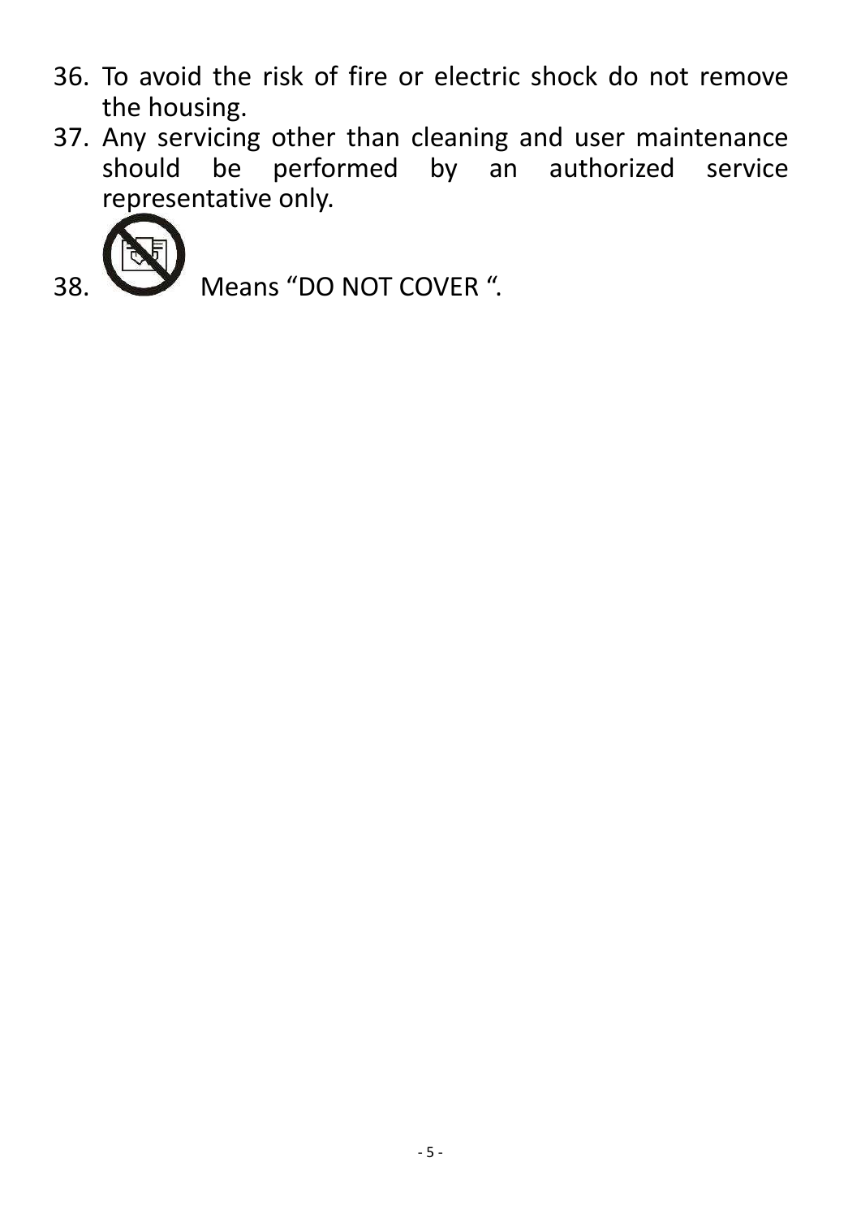36. To avoid the risk of fire or electric shock do not remove the housing.
37. Any servicing other than cleaning and user maintenance should be performed by an authorized service representative only.
38. Means “DO NOT COVER “.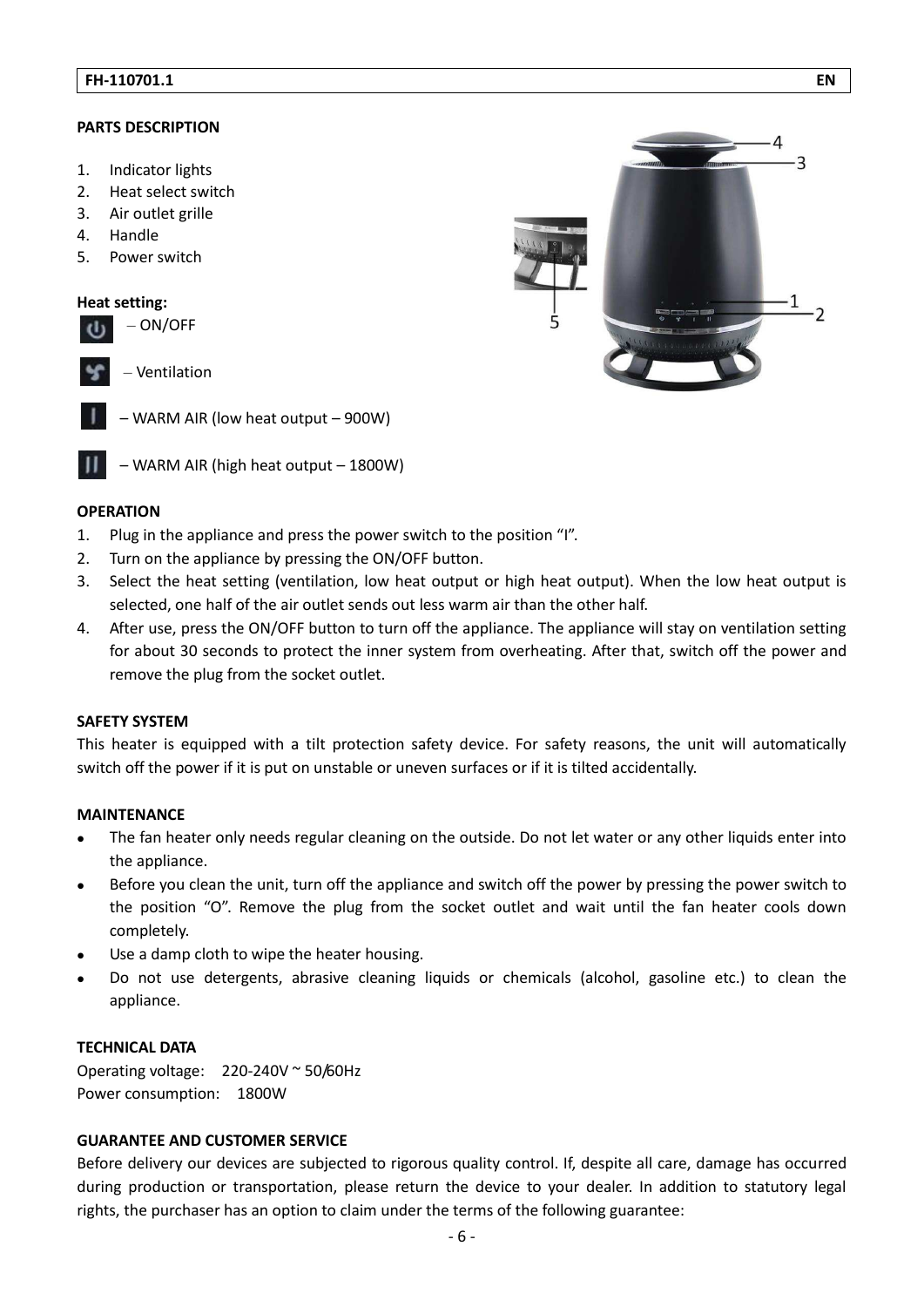## PARTS DESCRIPTION

1. Indicator lights
2. Heat select switch
3. Air outlet grille
4. Handle
5. Power switch

**Heat setting:**

– ON/OFF

– Ventilation

– WARM AIR (low heat output – 900W)

– WARM AIR (high heat output – 1800W)

## OPERATION

1. Plug in the appliance and press the power switch to the position "I".
2. Turn on the appliance by pressing the ON/OFF button.
3. Select the heat setting (ventilation, low heat output or high heat output). When the low heat output is selected, one half of the air outlet sends out less warm air than the other half.
4. After use, press the ON/OFF button to turn off the appliance. The appliance will stay on ventilation setting for about 30 seconds to protect the inner system from overheating. After that, switch off the power and remove the plug from the socket outlet.

## SAFETY SYSTEM

This heater is equipped with a tilt protection safety device. For safety reasons, the unit will automatically switch off the power if it is put on unstable or uneven surfaces or if it is tilted accidentally.

## MAINTENANCE

- The fan heater only needs regular cleaning on the outside. Do not let water or any other liquids enter into the appliance.
- Before you clean the unit, turn off the appliance and switch off the power by pressing the power switch to the position "O". Remove the plug from the socket outlet and wait until the fan heater cools down completely.
- Use a damp cloth to wipe the heater housing.
- Do not use detergents, abrasive cleaning liquids or chemicals (alcohol, gasoline etc.) to clean the appliance.

## TECHNICAL DATA

Operating voltage: 220-240V ~ 50/60Hz
Power consumption: 1800W

## GUARANTEE AND CUSTOMER SERVICE

Before delivery our devices are subjected to rigorous quality control. If, despite all care, damage has occurred during production or transportation, please return the device to your dealer. In addition to statutory legal rights, the purchaser has an option to claim under the terms of the following guarantee: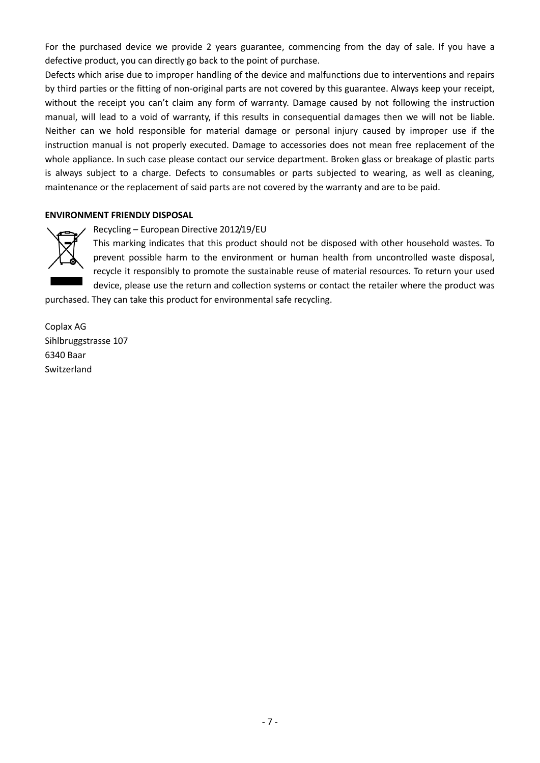For the purchased device we provide 2 years guarantee, commencing from the day of sale. If you have a defective product, you can directly go back to the point of purchase.

Defects which arise due to improper handling of the device and malfunctions due to interventions and repairs by third parties or the fitting of non-original parts are not covered by this guarantee. Always keep your receipt, without the receipt you can't claim any form of warranty. Damage caused by not following the instruction manual, will lead to a void of warranty, if this results in consequential damages then we will not be liable. Neither can we hold responsible for material damage or personal injury caused by improper use if the instruction manual is not properly executed. Damage to accessories does not mean free replacement of the whole appliance. In such case please contact our service department. Broken glass or breakage of plastic parts is always subject to a charge. Defects to consumables or parts subjected to wearing, as well as cleaning, maintenance or the replacement of said parts are not covered by the warranty and are to be paid.

**ENVIRONMENT FRIENDLY DISPOSAL**

Recycling – European Directive 2012/19/EU

This marking indicates that this product should not be disposed with other household wastes. To prevent possible harm to the environment or human health from uncontrolled waste disposal, recycle it responsibly to promote the sustainable reuse of material resources. To return your used device, please use the return and collection systems or contact the retailer where the product was purchased. They can take this product for environmental safe recycling.

Coplax AG
Sihlbruggstrasse 107
6340 Baar
Switzerland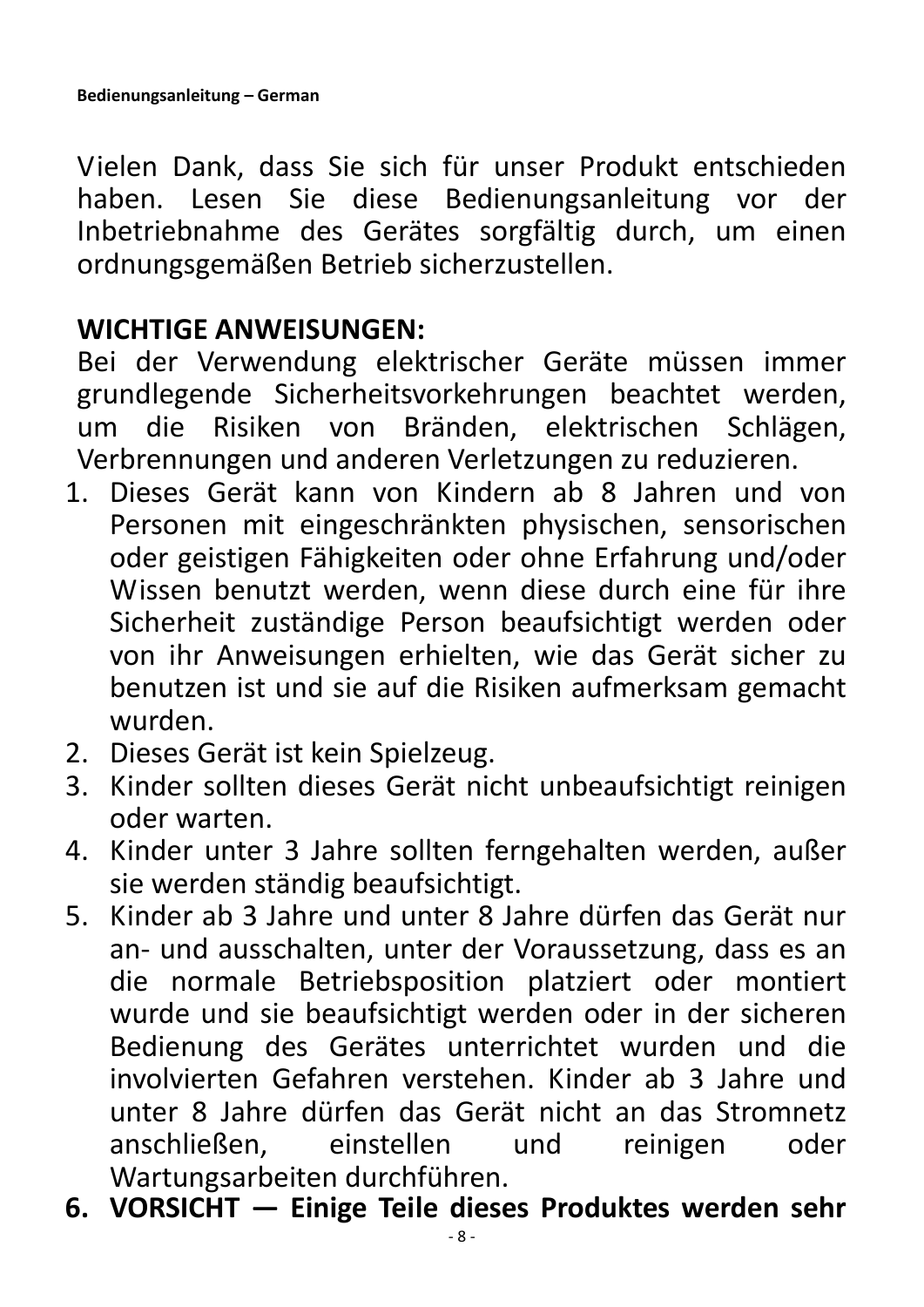Vielen Dank, dass Sie sich für unser Produkt entschieden haben. Lesen Sie diese Bedienungsanleitung vor der Inbetriebnahme des Gerätes sorgfältig durch, um einen ordnungsgemäßen Betrieb sicherzustellen.

**WICHTIGE ANWEISUNGEN:**

Bei der Verwendung elektrischer Geräte müssen immer grundlegende Sicherheitsvorkehrungen beachtet werden, um die Risiken von Bränden, elektrischen Schlägen, Verbrennungen und anderen Verletzungen zu reduzieren.

1. Dieses Gerät kann von Kindern ab 8 Jahren und von Personen mit eingeschränkten physischen, sensorischen oder geistigen Fähigkeiten oder ohne Erfahrung und/oder Wissen benutzt werden, wenn diese durch eine für ihre Sicherheit zuständige Person beaufsichtigt werden oder von ihr Anweisungen erhielten, wie das Gerät sicher zu benutzen ist und sie auf die Risiken aufmerksam gemacht wurden.
2. Dieses Gerät ist kein Spielzeug.
3. Kinder sollten dieses Gerät nicht unbeaufsichtigt reinigen oder warten.
4. Kinder unter 3 Jahre sollten ferngehalten werden, außer sie werden ständig beaufsichtigt.
5. Kinder ab 3 Jahre und unter 8 Jahre dürfen das Gerät nur an- und ausschalten, unter der Voraussetzung, dass es an die normale Betriebsposition platziert oder montiert wurde und sie beaufsichtigt werden oder in der sicheren Bedienung des Gerätes unterrichtet wurden und die involvierten Gefahren verstehen. Kinder ab 3 Jahre und unter 8 Jahre dürfen das Gerät nicht an das Stromnetz anschließen, einstellen und reinigen oder Wartungsarbeiten durchführen.
6. **VORSICHT — Einige Teile dieses Produktes werden sehr**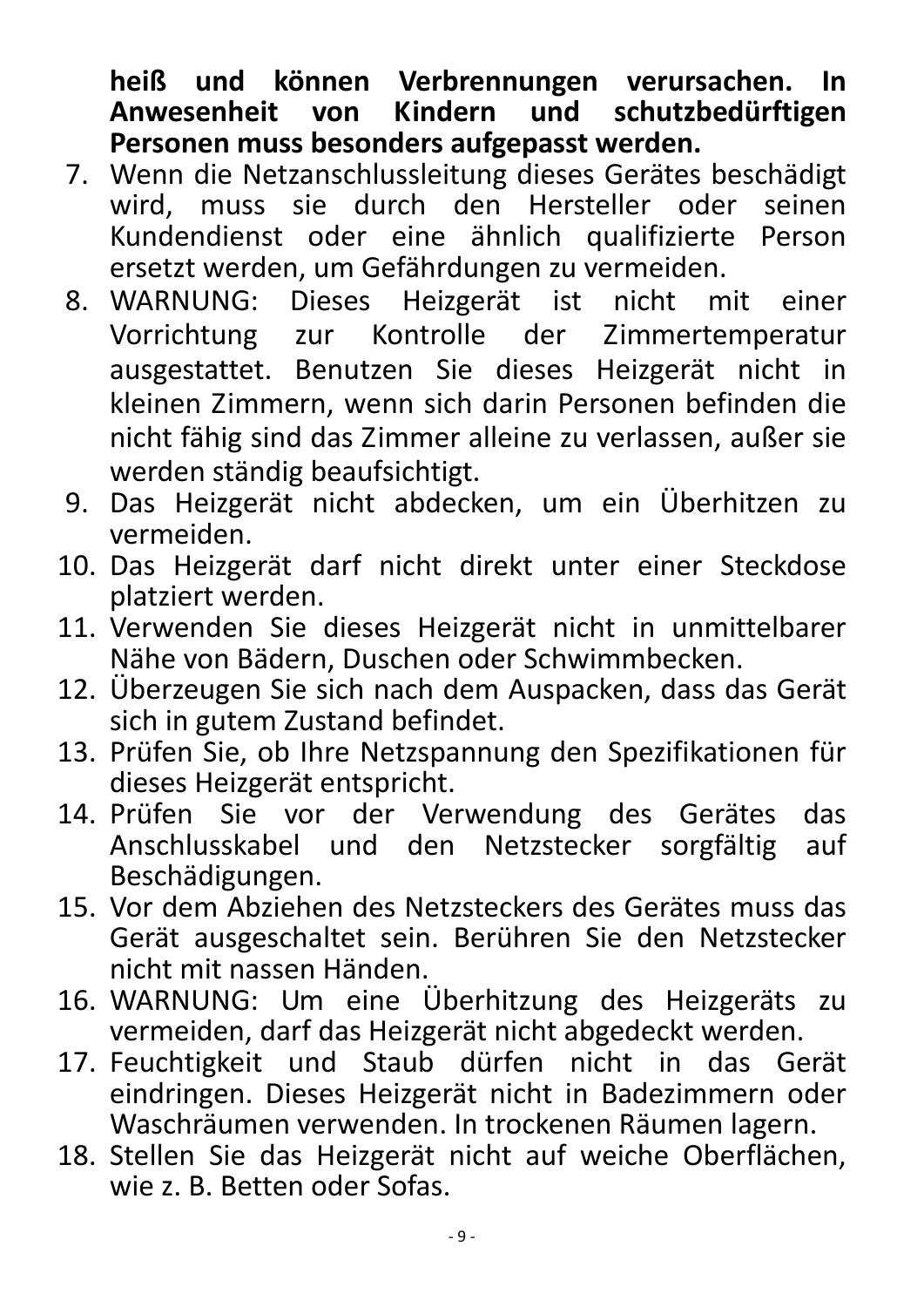**heiß und können Verbrennungen verursachen. In Anwesenheit von Kindern und schutzbedürftigen Personen muss besonders aufgepasst werden.**

7. Wenn die Netzanschlussleitung dieses Gerätes beschädigt wird, muss sie durch den Hersteller oder seinen Kundendienst oder eine ähnlich qualifizierte Person ersetzt werden, um Gefährdungen zu vermeiden.
8. WARNUNG: Dieses Heizgerät ist nicht mit einer Vorrichtung zur Kontrolle der Zimmertemperatur ausgestattet. Benutzen Sie dieses Heizgerät nicht in kleinen Zimmern, wenn sich darin Personen befinden die nicht fähig sind das Zimmer alleine zu verlassen, außer sie werden ständig beaufsichtigt.
9. Das Heizgerät nicht abdecken, um ein Überhitzen zu vermeiden.
10. Das Heizgerät darf nicht direkt unter einer Steckdose platziert werden.
11. Verwenden Sie dieses Heizgerät nicht in unmittelbarer Nähe von Bädern, Duschen oder Schwimmbecken.
12. Überzeugen Sie sich nach dem Auspacken, dass das Gerät sich in gutem Zustand befindet.
13. Prüfen Sie, ob Ihre Netzspannung den Spezifikationen für dieses Heizgerät entspricht.
14. Prüfen Sie vor der Verwendung des Gerätes das Anschlusskabel und den Netzstecker sorgfältig auf Beschädigungen.
15. Vor dem Abziehen des Netzsteckers des Gerätes muss das Gerät ausgeschaltet sein. Berühren Sie den Netzstecker nicht mit nassen Händen.
16. WARNUNG: Um eine Überhitzung des Heizgeräts zu vermeiden, darf das Heizgerät nicht abgedeckt werden.
17. Feuchtigkeit und Staub dürfen nicht in das Gerät eindringen. Dieses Heizgerät nicht in Badezimmern oder Waschräumen verwenden. In trockenen Räumen lagern.
18. Stellen Sie das Heizgerät nicht auf weiche Oberflächen, wie z. B. Betten oder Sofas.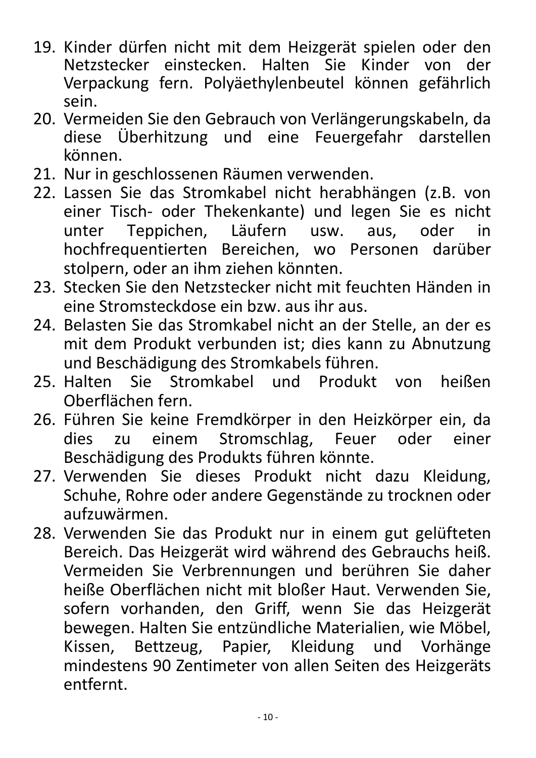19. Kinder dürfen nicht mit dem Heizgerät spielen oder den Netzstecker einstecken. Halten Sie Kinder von der Verpackung fern. Polyäethylenbeutel können gefährlich sein.
20. Vermeiden Sie den Gebrauch von Verlängerungskabeln, da diese Überhitzung und eine Feuergefahr darstellen können.
21. Nur in geschlossenen Räumen verwenden.
22. Lassen Sie das Stromkabel nicht herabhängen (z.B. von einer Tisch- oder Thekenkante) und legen Sie es nicht unter Teppichen, Läufern usw. aus, oder in hochfrequentierten Bereichen, wo Personen darüber stolpern, oder an ihm ziehen könnten.
23. Stecken Sie den Netzstecker nicht mit feuchten Händen in eine Stromsteckdose ein bzw. aus ihr aus.
24. Belasten Sie das Stromkabel nicht an der Stelle, an der es mit dem Produkt verbunden ist; dies kann zu Abnutzung und Beschädigung des Stromkabels führen.
25. Halten Sie Stromkabel und Produkt von heißen Oberflächen fern.
26. Führen Sie keine Fremdkörper in den Heizkörper ein, da dies zu einem Stromschlag, Feuer oder einer Beschädigung des Produkts führen könnte.
27. Verwenden Sie dieses Produkt nicht dazu Kleidung, Schuhe, Rohre oder andere Gegenstände zu trocknen oder aufzuwärmen.
28. Verwenden Sie das Produkt nur in einem gut gelüfteten Bereich. Das Heizgerät wird während des Gebrauchs heiß. Vermeiden Sie Verbrennungen und berühren Sie daher heiße Oberflächen nicht mit bloßer Haut. Verwenden Sie, sofern vorhanden, den Griff, wenn Sie das Heizgerät bewegen. Halten Sie entzündliche Materialien, wie Möbel, Kissen, Bettzeug, Papier, Kleidung und Vorhänge mindestens 90 Zentimeter von allen Seiten des Heizgeräts entfernt.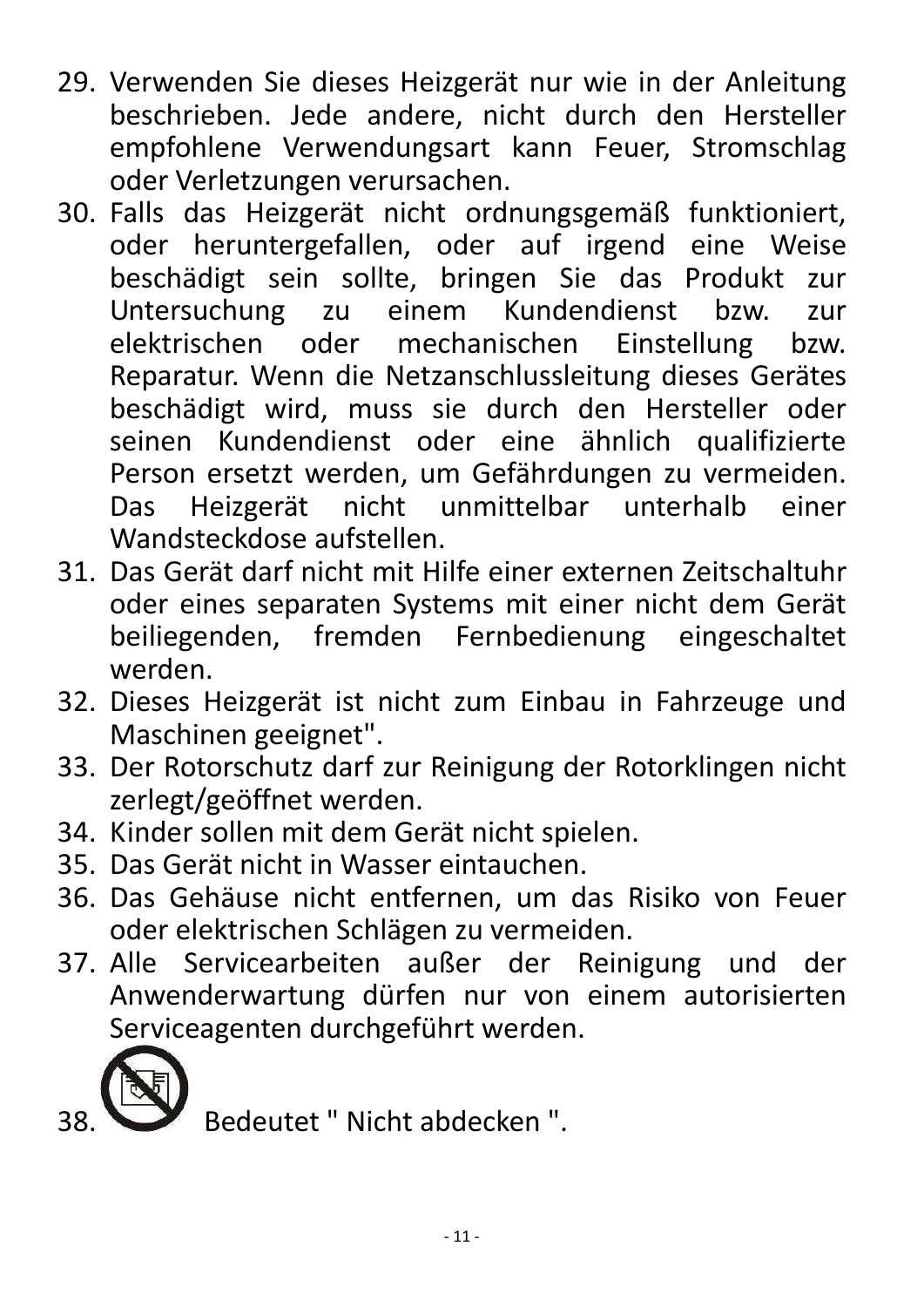29. Verwenden Sie dieses Heizgerät nur wie in der Anleitung beschrieben. Jede andere, nicht durch den Hersteller empfohlene Verwendungsart kann Feuer, Stromschlag oder Verletzungen verursachen.
30. Falls das Heizgerät nicht ordnungsgemäß funktioniert, oder heruntergefallen, oder auf irgend eine Weise beschädigt sein sollte, bringen Sie das Produkt zur Untersuchung zu einem Kundendienst bzw. zur elektrischen oder mechanischen Einstellung bzw. Reparatur. Wenn die Netzanschlussleitung dieses Gerätes beschädigt wird, muss sie durch den Hersteller oder seinen Kundendienst oder eine ähnlich qualifizierte Person ersetzt werden, um Gefährdungen zu vermeiden. Das Heizgerät nicht unmittelbar unterhalb einer Wandsteckdose aufstellen.
31. Das Gerät darf nicht mit Hilfe einer externen Zeitschaltuhr oder eines separaten Systems mit einer nicht dem Gerät beiliegenden, fremden Fernbedienung eingeschaltet werden.
32. Dieses Heizgerät ist nicht zum Einbau in Fahrzeuge und Maschinen geeignet".
33. Der Rotorschutz darf zur Reinigung der Rotorklingen nicht zerlegt/geöffnet werden.
34. Kinder sollen mit dem Gerät nicht spielen.
35. Das Gerät nicht in Wasser eintauchen.
36. Das Gehäuse nicht entfernen, um das Risiko von Feuer oder elektrischen Schlägen zu vermeiden.
37. Alle Servicearbeiten außer der Reinigung und der Anwenderwartung dürfen nur von einem autorisierten Serviceagenten durchgeführt werden.
38. Bedeutet " Nicht abdecken ".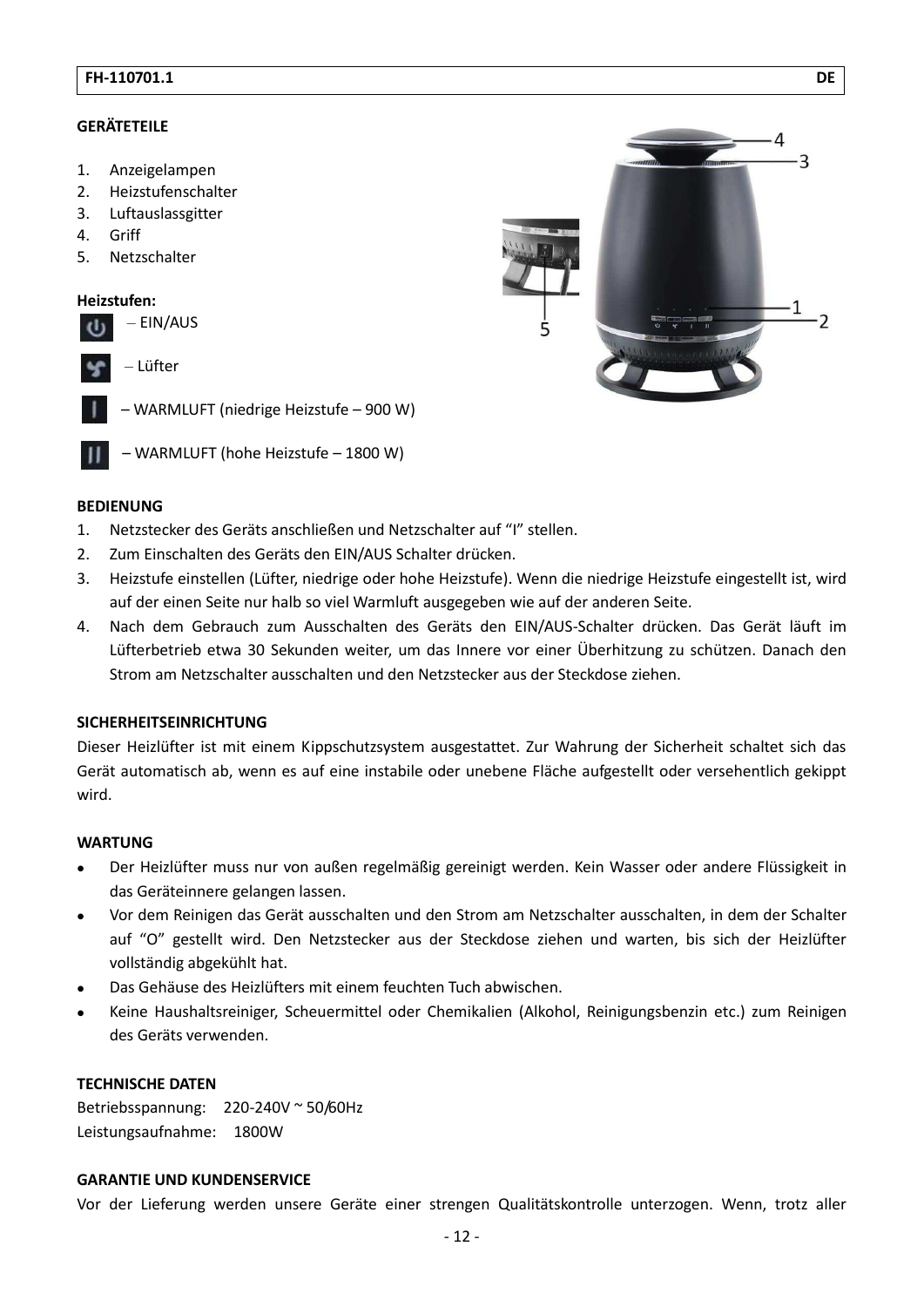## GERÄTETEILE

1. Anzeigelampen
2. Heizstufenschalter
3. Luftauslassgitter
4. Griff
5. Netzschalter

**Heizstufen:**

– EIN/AUS

– Lüfter

– WARMLUFT (niedrige Heizstufe – 900 W)

– WARMLUFT (hohe Heizstufe – 1800 W)

## BEDIENUNG

1. Netzstecker des Geräts anschließen und Netzschalter auf “I” stellen.
2. Zum Einschalten des Geräts den EIN/AUS Schalter drücken.
3. Heizstufe einstellen (Lüfter, niedrige oder hohe Heizstufe). Wenn die niedrige Heizstufe eingestellt ist, wird auf der einen Seite nur halb so viel Warmluft ausgegeben wie auf der anderen Seite.
4. Nach dem Gebrauch zum Ausschalten des Geräts den EIN/AUS-Schalter drücken. Das Gerät läuft im Lüfterbetrieb etwa 30 Sekunden weiter, um das Innere vor einer Überhitzung zu schützen. Danach den Strom am Netzschalter ausschalten und den Netzstecker aus der Steckdose ziehen.

## SICHERHEITSEINRICHTUNG

Dieser Heizlüfter ist mit einem Kippschutzsystem ausgestattet. Zur Wahrung der Sicherheit schaltet sich das Gerät automatisch ab, wenn es auf eine instabile oder unebene Fläche aufgestellt oder versehentlich gekippt wird.

## WARTUNG

- Der Heizlüfter muss nur von außen regelmäßig gereinigt werden. Kein Wasser oder andere Flüssigkeit in das Geräteinnere gelangen lassen.
- Vor dem Reinigen das Gerät ausschalten und den Strom am Netzschalter ausschalten, in dem der Schalter auf “O” gestellt wird. Den Netzstecker aus der Steckdose ziehen und warten, bis sich der Heizlüfter vollständig abgekühlt hat.
- Das Gehäuse des Heizlüfters mit einem feuchten Tuch abwischen.
- Keine Haushaltsreiniger, Scheuermittel oder Chemikalien (Alkohol, Reinigungsbenzin etc.) zum Reinigen des Geräts verwenden.

## TECHNISCHE DATEN

Betriebsspannung: 220-240V ~ 50/60Hz
Leistungsaufnahme: 1800W

## GARANTIE UND KUNDENSERVICE

Vor der Lieferung werden unsere Geräte einer strengen Qualitätskontrolle unterzogen. Wenn, trotz aller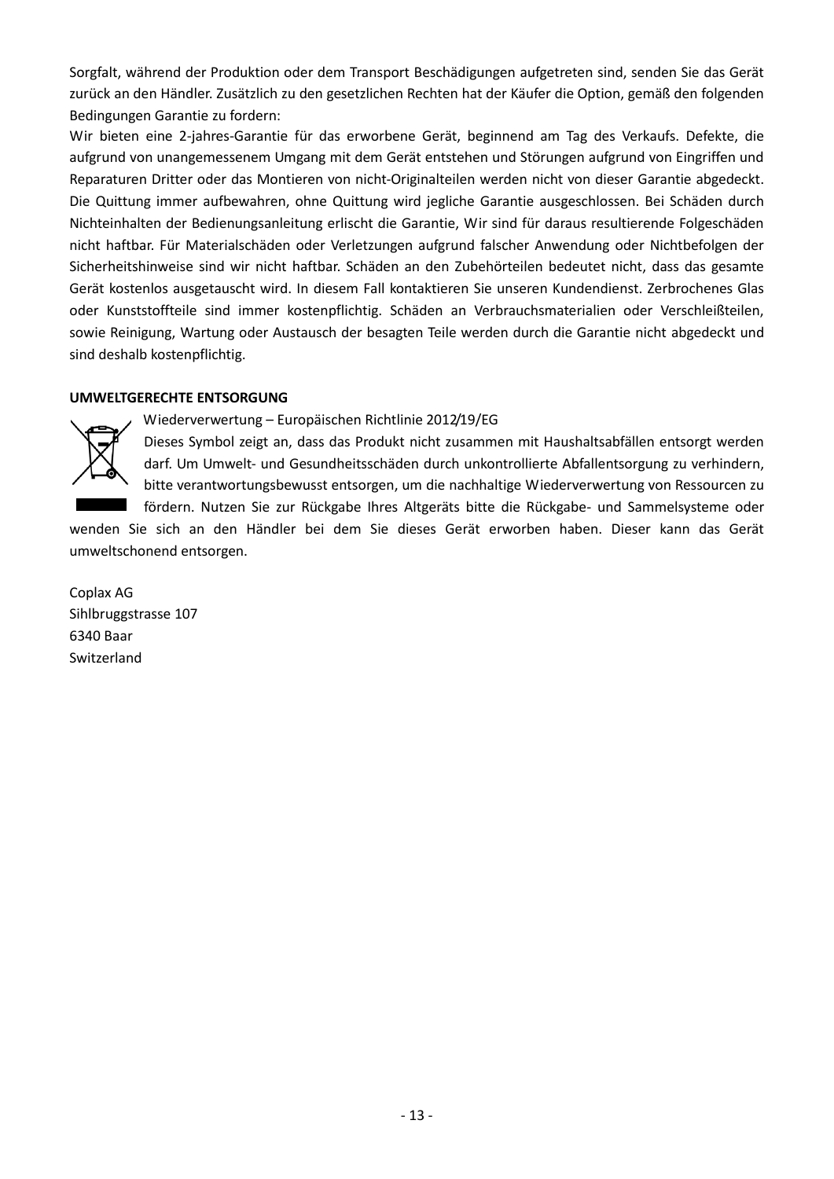Sorgfalt, während der Produktion oder dem Transport Beschädigungen aufgetreten sind, senden Sie das Gerät zurück an den Händler. Zusätzlich zu den gesetzlichen Rechten hat der Käufer die Option, gemäß den folgenden Bedingungen Garantie zu fordern:

Wir bieten eine 2-jahres-Garantie für das erworbene Gerät, beginnend am Tag des Verkaufs. Defekte, die aufgrund von unangemessenem Umgang mit dem Gerät entstehen und Störungen aufgrund von Eingriffen und Reparaturen Dritter oder das Montieren von nicht-Originalteilen werden nicht von dieser Garantie abgedeckt. Die Quittung immer aufbewahren, ohne Quittung wird jegliche Garantie ausgeschlossen. Bei Schäden durch Nichteinhalten der Bedienungsanleitung erlischt die Garantie, Wir sind für daraus resultierende Folgeschäden nicht haftbar. Für Materialschäden oder Verletzungen aufgrund falscher Anwendung oder Nichtbefolgen der Sicherheitshinweise sind wir nicht haftbar. Schäden an den Zubehörteilen bedeutet nicht, dass das gesamte Gerät kostenlos ausgetauscht wird. In diesem Fall kontaktieren Sie unseren Kundendienst. Zerbrochenes Glas oder Kunststoffteile sind immer kostenpflichtig. Schäden an Verbrauchsmaterialien oder Verschleißteilen, sowie Reinigung, Wartung oder Austausch der besagten Teile werden durch die Garantie nicht abgedeckt und sind deshalb kostenpflichtig.

**UMWELTGERECHTE ENTSORGUNG**

Wiederverwertung – Europäischen Richtlinie 2012/19/EG

Dieses Symbol zeigt an, dass das Produkt nicht zusammen mit Haushaltsabfällen entsorgt werden darf. Um Umwelt- und Gesundheitsschäden durch unkontrollierte Abfallentsorgung zu verhindern, bitte verantwortungsbewusst entsorgen, um die nachhaltige Wiederverwertung von Ressourcen zu fördern. Nutzen Sie zur Rückgabe Ihres Altgeräts bitte die Rückgabe- und Sammelsysteme oder wenden Sie sich an den Händler bei dem Sie dieses Gerät erworben haben. Dieser kann das Gerät umweltschonend entsorgen.

Coplax AG
Sihlbruggstrasse 107
6340 Baar
Switzerland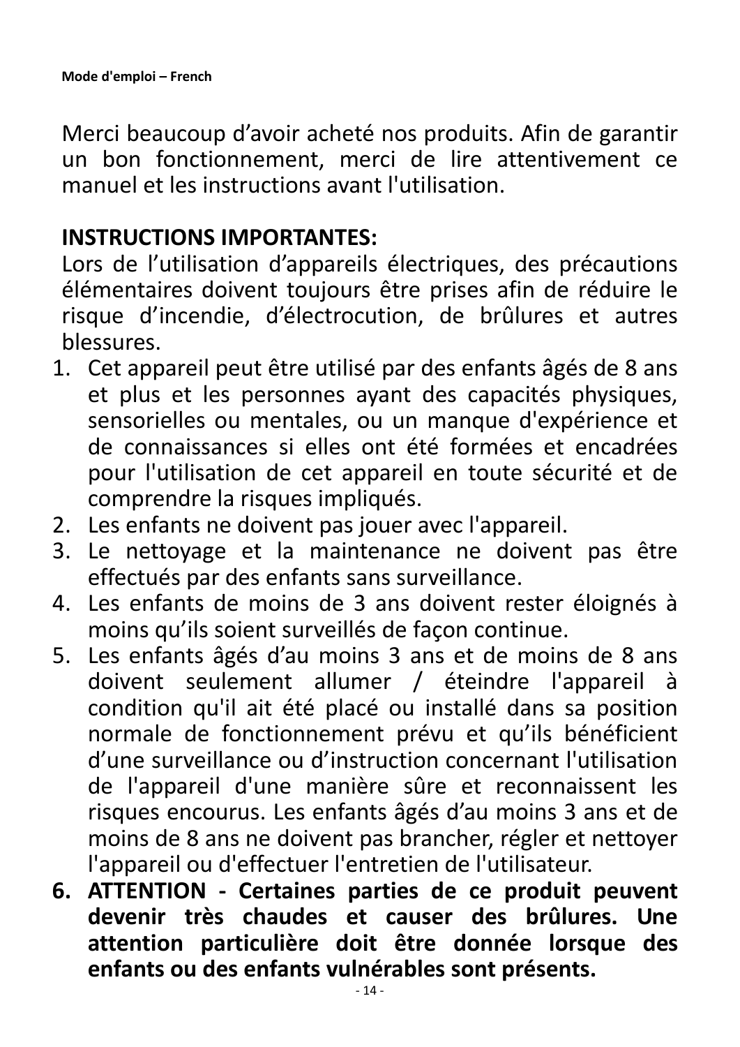Merci beaucoup d’avoir acheté nos produits. Afin de garantir un bon fonctionnement, merci de lire attentivement ce manuel et les instructions avant l'utilisation.

**INSTRUCTIONS IMPORTANTES:**

Lors de l’utilisation d’appareils électriques, des précautions élémentaires doivent toujours être prises afin de réduire le risque d’incendie, d’électrocution, de brûlures et autres blessures.

1. Cet appareil peut être utilisé par des enfants âgés de 8 ans et plus et les personnes ayant des capacités physiques, sensorielles ou mentales, ou un manque d'expérience et de connaissances si elles ont été formées et encadrées pour l'utilisation de cet appareil en toute sécurité et de comprendre la risques impliqués.
2. Les enfants ne doivent pas jouer avec l'appareil.
3. Le nettoyage et la maintenance ne doivent pas être effectués par des enfants sans surveillance.
4. Les enfants de moins de 3 ans doivent rester éloignés à moins qu’ils soient surveillés de façon continue.
5. Les enfants âgés d’au moins 3 ans et de moins de 8 ans doivent seulement allumer / éteindre l'appareil à condition qu'il ait été placé ou installé dans sa position normale de fonctionnement prévu et qu’ils bénéficient d’une surveillance ou d’instruction concernant l'utilisation de l'appareil d'une manière sûre et reconnaissent les risques encourus. Les enfants âgés d’au moins 3 ans et de moins de 8 ans ne doivent pas brancher, régler et nettoyer l'appareil ou d'effectuer l'entretien de l'utilisateur.
6. **ATTENTION - Certaines parties de ce produit peuvent devenir très chaudes et causer des brûlures. Une attention particulière doit être donnée lorsque des enfants ou des enfants vulnérables sont présents.**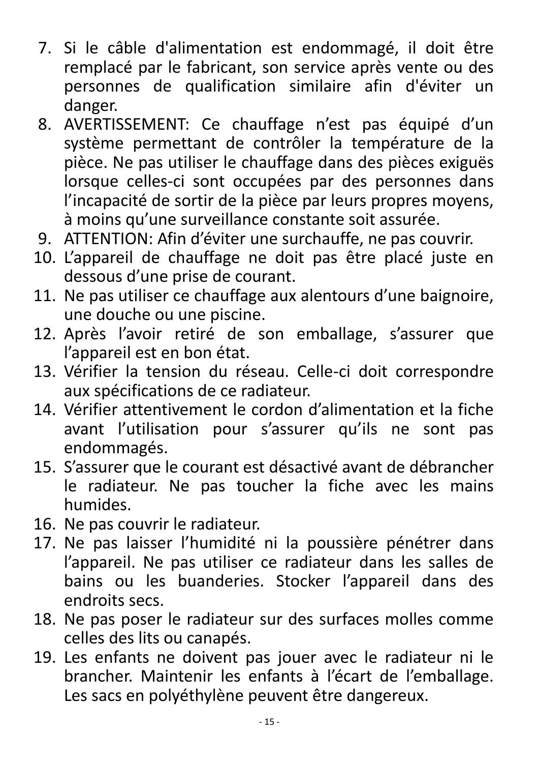7. Si le câble d'alimentation est endommagé, il doit être remplacé par le fabricant, son service après vente ou des personnes de qualification similaire afin d'éviter un danger.
8. AVERTISSEMENT: Ce chauffage n’est pas équipé d’un système permettant de contrôler la température de la pièce. Ne pas utiliser le chauffage dans des pièces exiguës lorsque celles-ci sont occupées par des personnes dans l’incapacité de sortir de la pièce par leurs propres moyens, à moins qu’une surveillance constante soit assurée.
9. ATTENTION: Afin d’éviter une surchauffe, ne pas couvrir.
10. L’appareil de chauffage ne doit pas être placé juste en dessous d’une prise de courant.
11. Ne pas utiliser ce chauffage aux alentours d’une baignoire, une douche ou une piscine.
12. Après l’avoir retiré de son emballage, s’assurer que l’appareil est en bon état.
13. Vérifier la tension du réseau. Celle-ci doit correspondre aux spécifications de ce radiateur.
14. Vérifier attentivement le cordon d’alimentation et la fiche avant l’utilisation pour s’assurer qu’ils ne sont pas endommagés.
15. S’assurer que le courant est désactivé avant de débrancher le radiateur. Ne pas toucher la fiche avec les mains humides.
16. Ne pas couvrir le radiateur.
17. Ne pas laisser l’humidité ni la poussière pénétrer dans l’appareil. Ne pas utiliser ce radiateur dans les salles de bains ou les buanderies. Stocker l’appareil dans des endroits secs.
18. Ne pas poser le radiateur sur des surfaces molles comme celles des lits ou canapés.
19. Les enfants ne doivent pas jouer avec le radiateur ni le brancher. Maintenir les enfants à l’écart de l’emballage. Les sacs en polyéthylène peuvent être dangereux.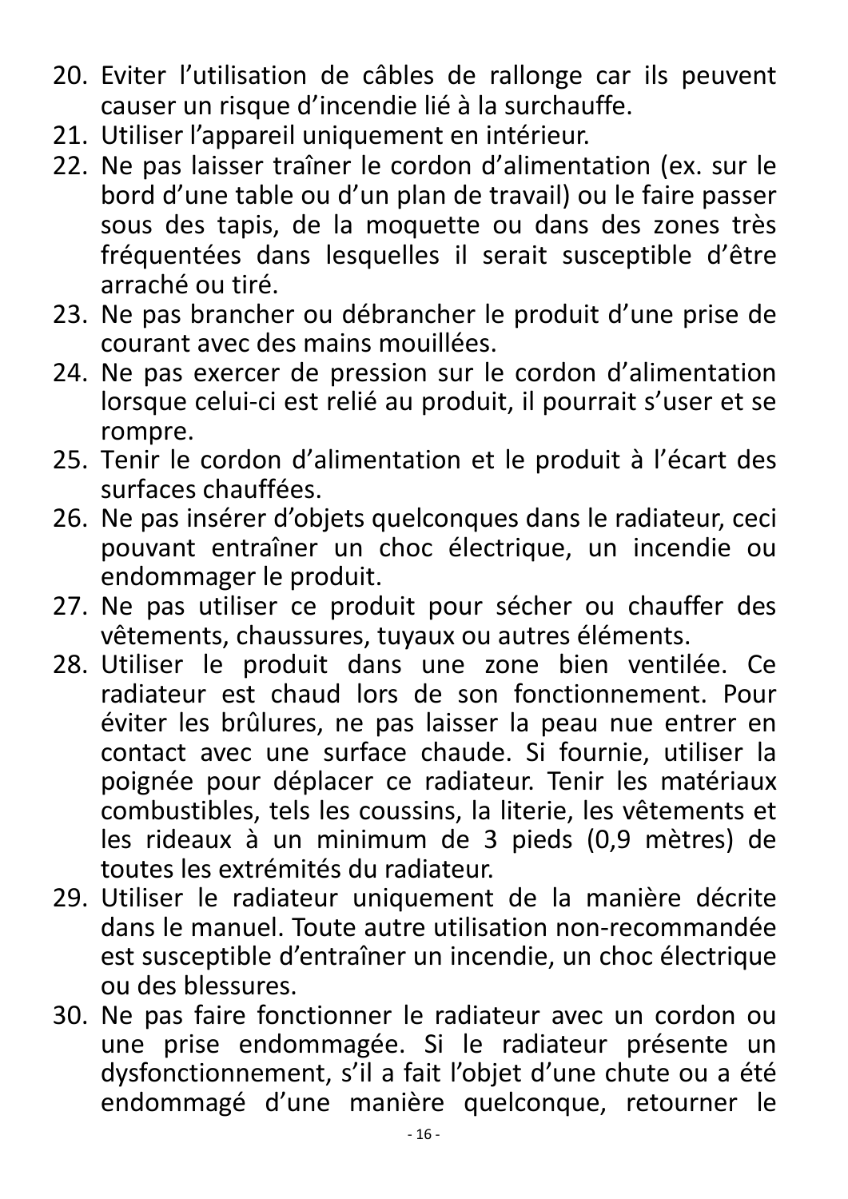20. Eviter l'utilisation de câbles de rallonge car ils peuvent causer un risque d'incendie lié à la surchauffe.
21. Utiliser l'appareil uniquement en intérieur.
22. Ne pas laisser traîner le cordon d'alimentation (ex. sur le bord d'une table ou d'un plan de travail) ou le faire passer sous des tapis, de la moquette ou dans des zones très fréquentées dans lesquelles il serait susceptible d'être arraché ou tiré.
23. Ne pas brancher ou débrancher le produit d'une prise de courant avec des mains mouillées.
24. Ne pas exercer de pression sur le cordon d'alimentation lorsque celui-ci est relié au produit, il pourrait s'user et se rompre.
25. Tenir le cordon d'alimentation et le produit à l'écart des surfaces chauffées.
26. Ne pas insérer d'objets quelconques dans le radiateur, ceci pouvant entraîner un choc électrique, un incendie ou endommager le produit.
27. Ne pas utiliser ce produit pour sécher ou chauffer des vêtements, chaussures, tuyaux ou autres éléments.
28. Utiliser le produit dans une zone bien ventilée. Ce radiateur est chaud lors de son fonctionnement. Pour éviter les brûlures, ne pas laisser la peau nue entrer en contact avec une surface chaude. Si fournie, utiliser la poignée pour déplacer ce radiateur. Tenir les matériaux combustibles, tels les coussins, la literie, les vêtements et les rideaux à un minimum de 3 pieds (0,9 mètres) de toutes les extrémités du radiateur.
29. Utiliser le radiateur uniquement de la manière décrite dans le manuel. Toute autre utilisation non-recommandée est susceptible d'entraîner un incendie, un choc électrique ou des blessures.
30. Ne pas faire fonctionner le radiateur avec un cordon ou une prise endommagée. Si le radiateur présente un dysfonctionnement, s'il a fait l'objet d'une chute ou a été endommagé d'une manière quelconque, retourner le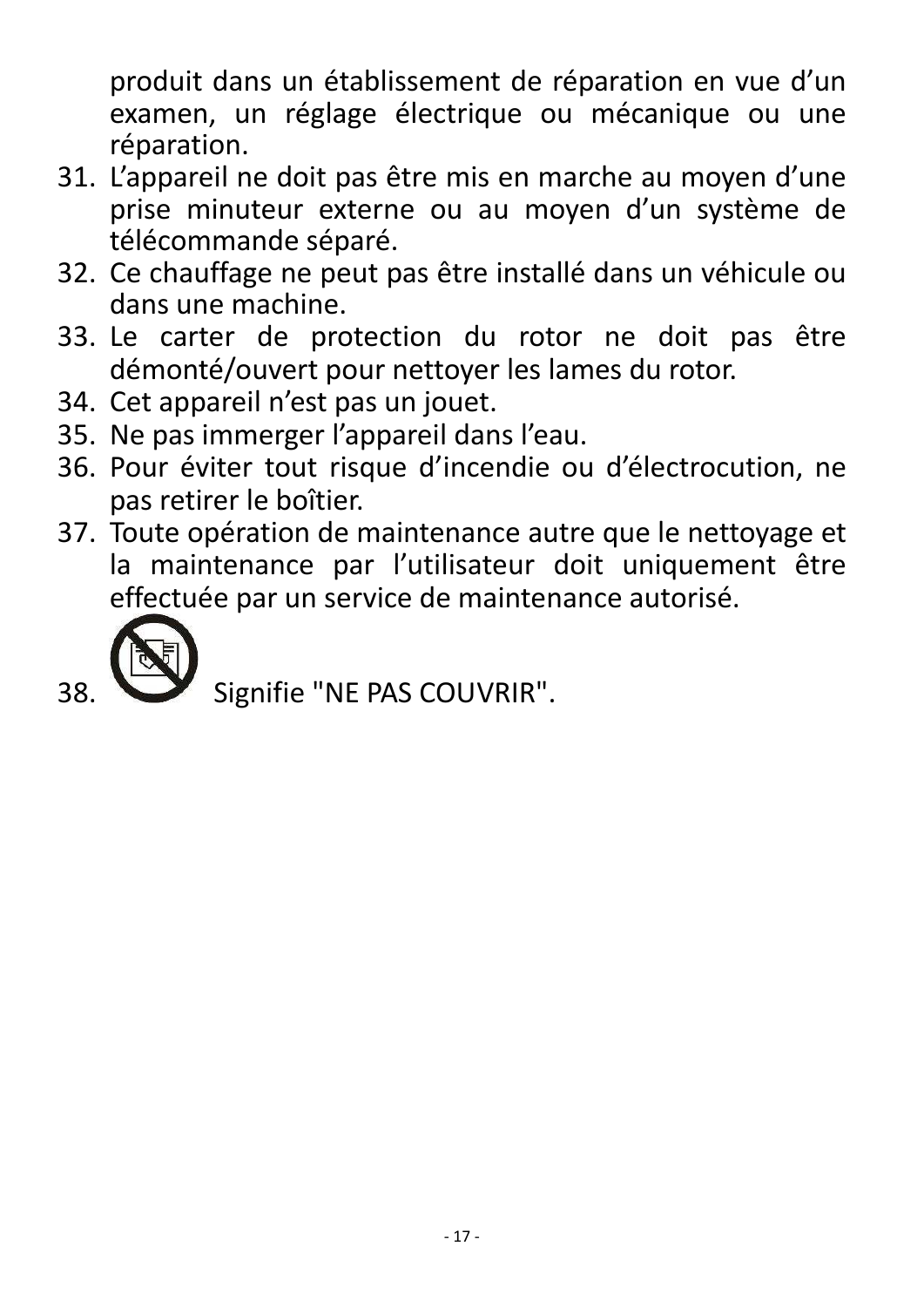produit dans un établissement de réparation en vue d'un examen, un réglage électrique ou mécanique ou une réparation.

31. L'appareil ne doit pas être mis en marche au moyen d'une prise minuteur externe ou au moyen d'un système de télécommande séparé.
32. Ce chauffage ne peut pas être installé dans un véhicule ou dans une machine.
33. Le carter de protection du rotor ne doit pas être démonté/ouvert pour nettoyer les lames du rotor.
34. Cet appareil n'est pas un jouet.
35. Ne pas immerger l'appareil dans l'eau.
36. Pour éviter tout risque d'incendie ou d'électrocution, ne pas retirer le boîtier.
37. Toute opération de maintenance autre que le nettoyage et la maintenance par l'utilisateur doit uniquement être effectuée par un service de maintenance autorisé.
38. Signifie "NE PAS COUVRIR".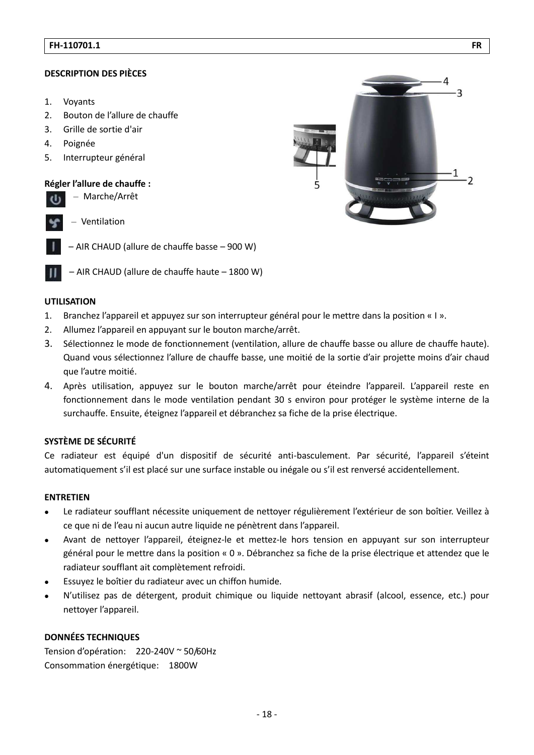## DESCRIPTION DES PIÈCES

1. Voyants
2. Bouton de l'allure de chauffe
3. Grille de sortie d'air
4. Poignée
5. Interrupteur général

**Régler l'allure de chauffe :**

– Marche/Arrêt

– Ventilation

– AIR CHAUD (allure de chauffe basse – 900 W)

– AIR CHAUD (allure de chauffe haute – 1800 W)

## UTILISATION

1. Branchez l'appareil et appuyez sur son interrupteur général pour le mettre dans la position « I ».
2. Allumez l'appareil en appuyant sur le bouton marche/arrêt.
3. Sélectionnez le mode de fonctionnement (ventilation, allure de chauffe basse ou allure de chauffe haute). Quand vous sélectionnez l'allure de chauffe basse, une moitié de la sortie d'air projette moins d'air chaud que l'autre moitié.
4. Après utilisation, appuyez sur le bouton marche/arrêt pour éteindre l'appareil. L'appareil reste en fonctionnement dans le mode ventilation pendant 30 s environ pour protéger le système interne de la surchauffe. Ensuite, éteignez l'appareil et débranchez sa fiche de la prise électrique.

## SYSTÈME DE SÉCURITÉ

Ce radiateur est équipé d'un dispositif de sécurité anti-basculement. Par sécurité, l'appareil s'éteint automatiquement s'il est placé sur une surface instable ou inégale ou s'il est renversé accidentellement.

## ENTRETIEN

- Le radiateur soufflant nécessite uniquement de nettoyer régulièrement l'extérieur de son boîtier. Veillez à ce que ni de l'eau ni aucun autre liquide ne pénètrent dans l'appareil.
- Avant de nettoyer l'appareil, éteignez-le et mettez-le hors tension en appuyant sur son interrupteur général pour le mettre dans la position « 0 ». Débranchez sa fiche de la prise électrique et attendez que le radiateur soufflant ait complètement refroidi.
- Essuyez le boîtier du radiateur avec un chiffon humide.
- N'utilisez pas de détergent, produit chimique ou liquide nettoyant abrasif (alcool, essence, etc.) pour nettoyer l'appareil.

## DONNÉES TECHNIQUES

Tension d'opération: 220-240V ~ 50/60Hz
Consommation énergétique: 1800W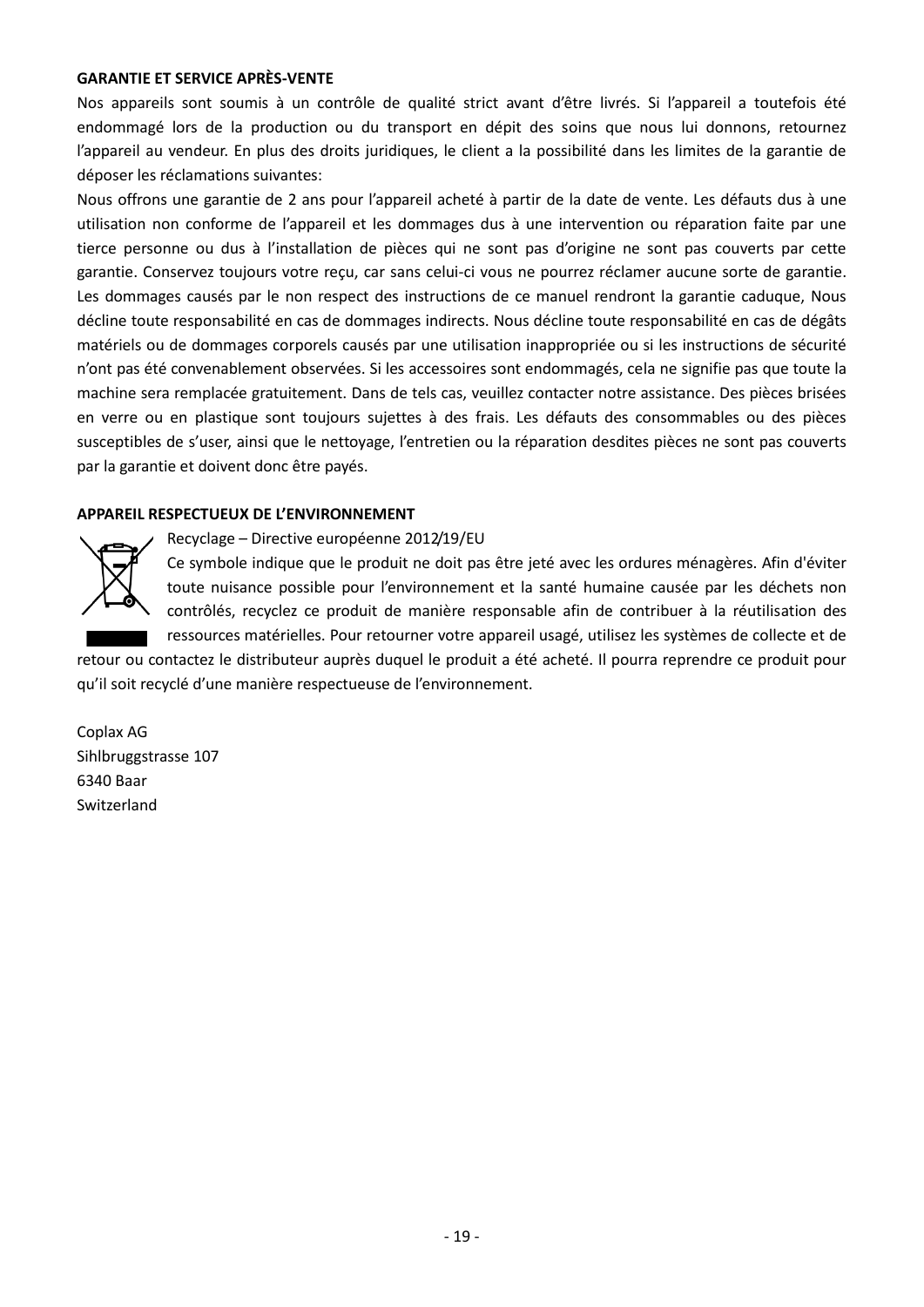**GARANTIE ET SERVICE APRÈS-VENTE**

Nos appareils sont soumis à un contrôle de qualité strict avant d'être livrés. Si l'appareil a toutefois été endommagé lors de la production ou du transport en dépit des soins que nous lui donnons, retournez l'appareil au vendeur. En plus des droits juridiques, le client a la possibilité dans les limites de la garantie de déposer les réclamations suivantes:

Nous offrons une garantie de 2 ans pour l'appareil acheté à partir de la date de vente. Les défauts dus à une utilisation non conforme de l'appareil et les dommages dus à une intervention ou réparation faite par une tierce personne ou dus à l'installation de pièces qui ne sont pas d'origine ne sont pas couverts par cette garantie. Conservez toujours votre reçu, car sans celui-ci vous ne pourrez réclamer aucune sorte de garantie. Les dommages causés par le non respect des instructions de ce manuel rendront la garantie caduque, Nous décline toute responsabilité en cas de dommages indirects. Nous décline toute responsabilité en cas de dégâts matériels ou de dommages corporels causés par une utilisation inappropriée ou si les instructions de sécurité n'ont pas été convenablement observées. Si les accessoires sont endommagés, cela ne signifie pas que toute la machine sera remplacée gratuitement. Dans de tels cas, veuillez contacter notre assistance. Des pièces brisées en verre ou en plastique sont toujours sujettes à des frais. Les défauts des consommables ou des pièces susceptibles de s'user, ainsi que le nettoyage, l'entretien ou la réparation desdites pièces ne sont pas couverts par la garantie et doivent donc être payés.

**APPAREIL RESPECTUEUX DE L'ENVIRONNEMENT**

Recyclage – Directive européenne 2012/19/EU

Ce symbole indique que le produit ne doit pas être jeté avec les ordures ménagères. Afin d'éviter toute nuisance possible pour l'environnement et la santé humaine causée par les déchets non contrôlés, recyclez ce produit de manière responsable afin de contribuer à la réutilisation des ressources matérielles. Pour retourner votre appareil usagé, utilisez les systèmes de collecte et de retour ou contactez le distributeur auprès duquel le produit a été acheté. Il pourra reprendre ce produit pour qu'il soit recyclé d'une manière respectueuse de l'environnement.

Coplax AG
Sihlbruggstrasse 107
6340 Baar
Switzerland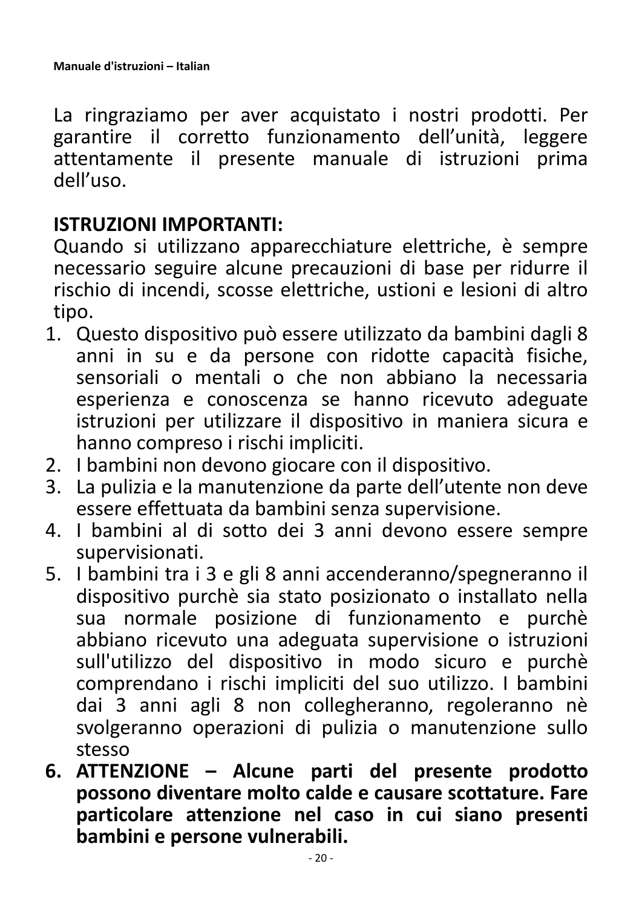La ringraziamo per aver acquistato i nostri prodotti. Per garantire il corretto funzionamento dell'unità, leggere attentamente il presente manuale di istruzioni prima dell'uso.

**ISTRUZIONI IMPORTANTI:**

Quando si utilizzano apparecchiature elettriche, è sempre necessario seguire alcune precauzioni di base per ridurre il rischio di incendi, scosse elettriche, ustioni e lesioni di altro tipo.

1. Questo dispositivo può essere utilizzato da bambini dagli 8 anni in su e da persone con ridotte capacità fisiche, sensoriali o mentali o che non abbiano la necessaria esperienza e conoscenza se hanno ricevuto adeguate istruzioni per utilizzare il dispositivo in maniera sicura e hanno compreso i rischi impliciti.
2. I bambini non devono giocare con il dispositivo.
3. La pulizia e la manutenzione da parte dell'utente non deve essere effettuata da bambini senza supervisione.
4. I bambini al di sotto dei 3 anni devono essere sempre supervisionati.
5. I bambini tra i 3 e gli 8 anni accenderanno/spegneranno il dispositivo purchè sia stato posizionato o installato nella sua normale posizione di funzionamento e purchè abbiano ricevuto una adeguata supervisione o istruzioni sull'utilizzo del dispositivo in modo sicuro e purchè comprendano i rischi impliciti del suo utilizzo. I bambini dai 3 anni agli 8 non collegheranno, regoleranno nè svolgeranno operazioni di pulizia o manutenzione sullo stesso
6. **ATTENZIONE – Alcune parti del presente prodotto possono diventare molto calde e causare scottature. Fare particolare attenzione nel caso in cui siano presenti bambini e persone vulnerabili.**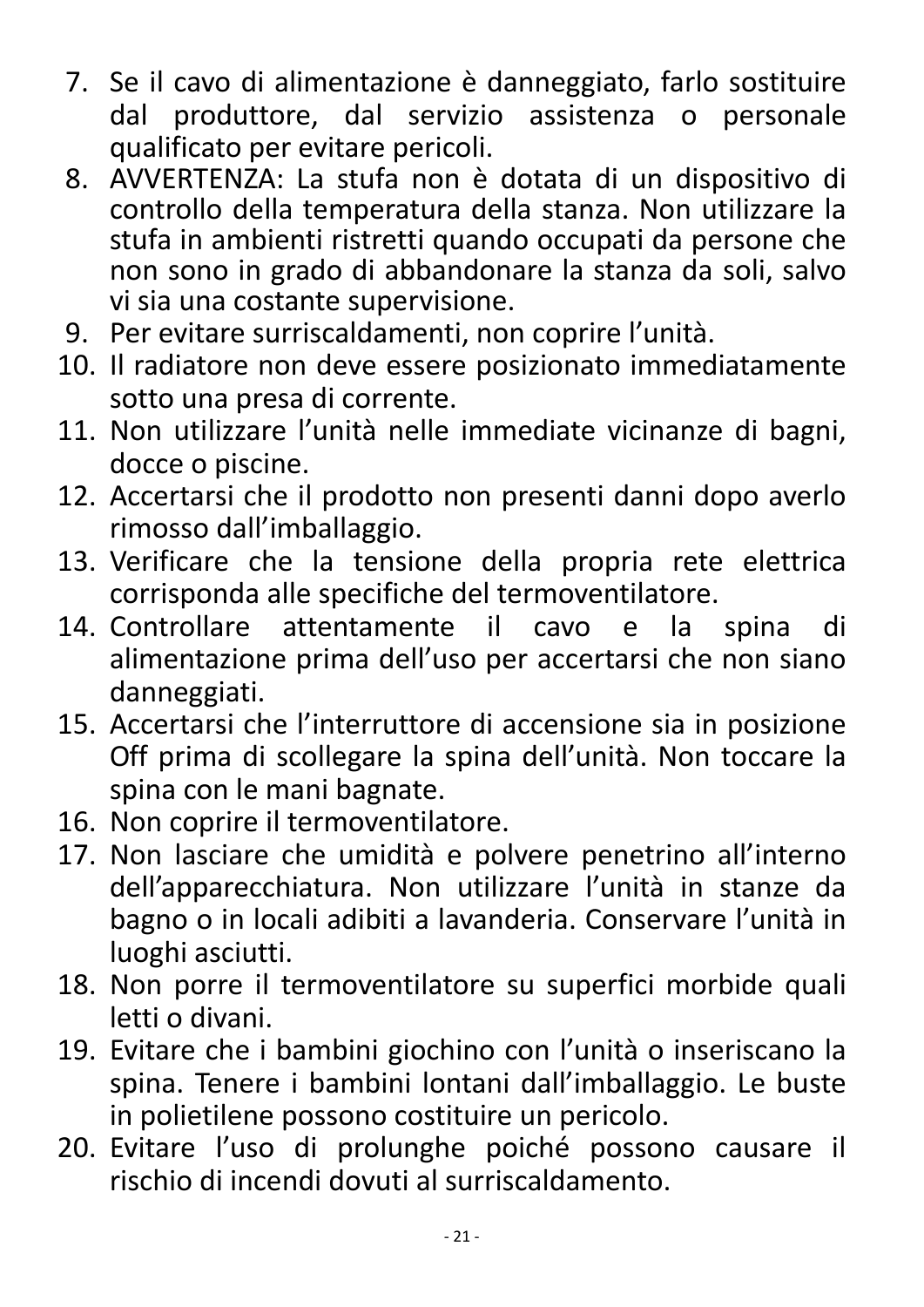7. Se il cavo di alimentazione è danneggiato, farlo sostituire dal produttore, dal servizio assistenza o personale qualificato per evitare pericoli.
8. AVVERTENZA: La stufa non è dotata di un dispositivo di controllo della temperatura della stanza. Non utilizzare la stufa in ambienti ristretti quando occupati da persone che non sono in grado di abbandonare la stanza da soli, salvo vi sia una costante supervisione.
9. Per evitare surriscaldamenti, non coprire l'unità.
10. Il radiatore non deve essere posizionato immediatamente sotto una presa di corrente.
11. Non utilizzare l'unità nelle immediate vicinanze di bagni, docce o piscine.
12. Accertarsi che il prodotto non presenti danni dopo averlo rimosso dall'imballaggio.
13. Verificare che la tensione della propria rete elettrica corrisponda alle specifiche del termoventilatore.
14. Controllare attentamente il cavo e la spina di alimentazione prima dell'uso per accertarsi che non siano danneggiati.
15. Accertarsi che l'interruttore di accensione sia in posizione Off prima di scollegare la spina dell'unità. Non toccare la spina con le mani bagnate.
16. Non coprire il termoventilatore.
17. Non lasciare che umidità e polvere penetrino all'interno dell'apparecchiatura. Non utilizzare l'unità in stanze da bagno o in locali adibiti a lavanderia. Conservare l'unità in luoghi asciutti.
18. Non porre il termoventilatore su superfici morbide quali letti o divani.
19. Evitare che i bambini giochino con l'unità o inseriscano la spina. Tenere i bambini lontani dall'imballaggio. Le buste in polietilene possono costituire un pericolo.
20. Evitare l'uso di prolunghe poiché possono causare il rischio di incendi dovuti al surriscaldamento.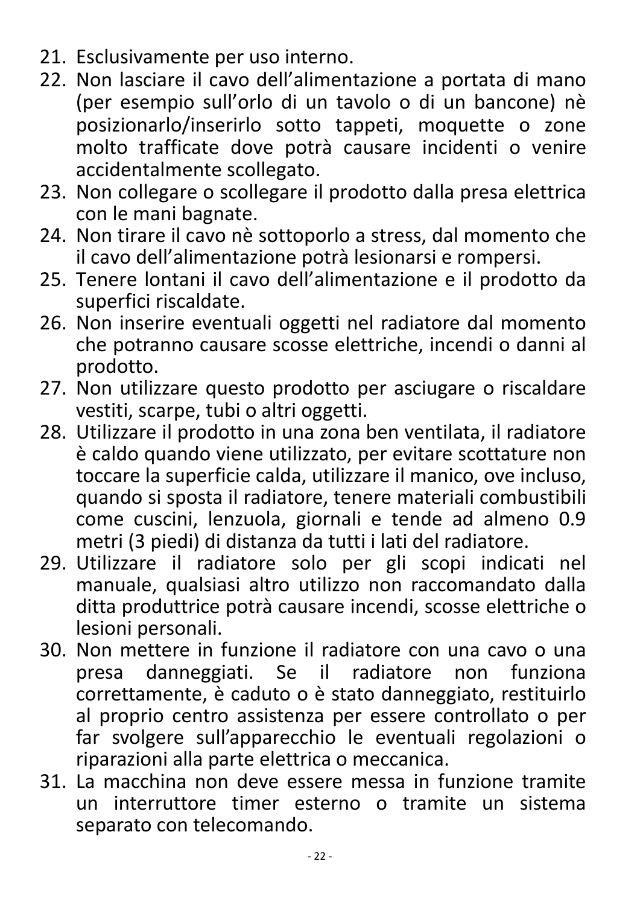21. Esclusivamente per uso interno.
22. Non lasciare il cavo dell'alimentazione a portata di mano (per esempio sull'orlo di un tavolo o di un bancone) nè posizionarlo/inserirlo sotto tappeti, moquette o zone molto trafficate dove potrà causare incidenti o venire accidentalmente scollegato.
23. Non collegare o scollegare il prodotto dalla presa elettrica con le mani bagnate.
24. Non tirare il cavo nè sottoporlo a stress, dal momento che il cavo dell'alimentazione potrà lesionarsi e rompersi.
25. Tenere lontani il cavo dell'alimentazione e il prodotto da superfici riscaldate.
26. Non inserire eventuali oggetti nel radiatore dal momento che potranno causare scosse elettriche, incendi o danni al prodotto.
27. Non utilizzare questo prodotto per asciugare o riscaldare vestiti, scarpe, tubi o altri oggetti.
28. Utilizzare il prodotto in una zona ben ventilata, il radiatore è caldo quando viene utilizzato, per evitare scottature non toccare la superficie calda, utilizzare il manico, ove incluso, quando si sposta il radiatore, tenere materiali combustibili come cuscini, lenzuola, giornali e tende ad almeno 0.9 metri (3 piedi) di distanza da tutti i lati del radiatore.
29. Utilizzare il radiatore solo per gli scopi indicati nel manuale, qualsiasi altro utilizzo non raccomandato dalla ditta produttrice potrà causare incendi, scosse elettriche o lesioni personali.
30. Non mettere in funzione il radiatore con una cavo o una presa danneggiati. Se il radiatore non funziona correttamente, è caduto o è stato danneggiato, restituirlo al proprio centro assistenza per essere controllato o per far svolgere sull'apparecchio le eventuali regolazioni o riparazioni alla parte elettrica o meccanica.
31. La macchina non deve essere messa in funzione tramite un interruttore timer esterno o tramite un sistema separato con telecomando.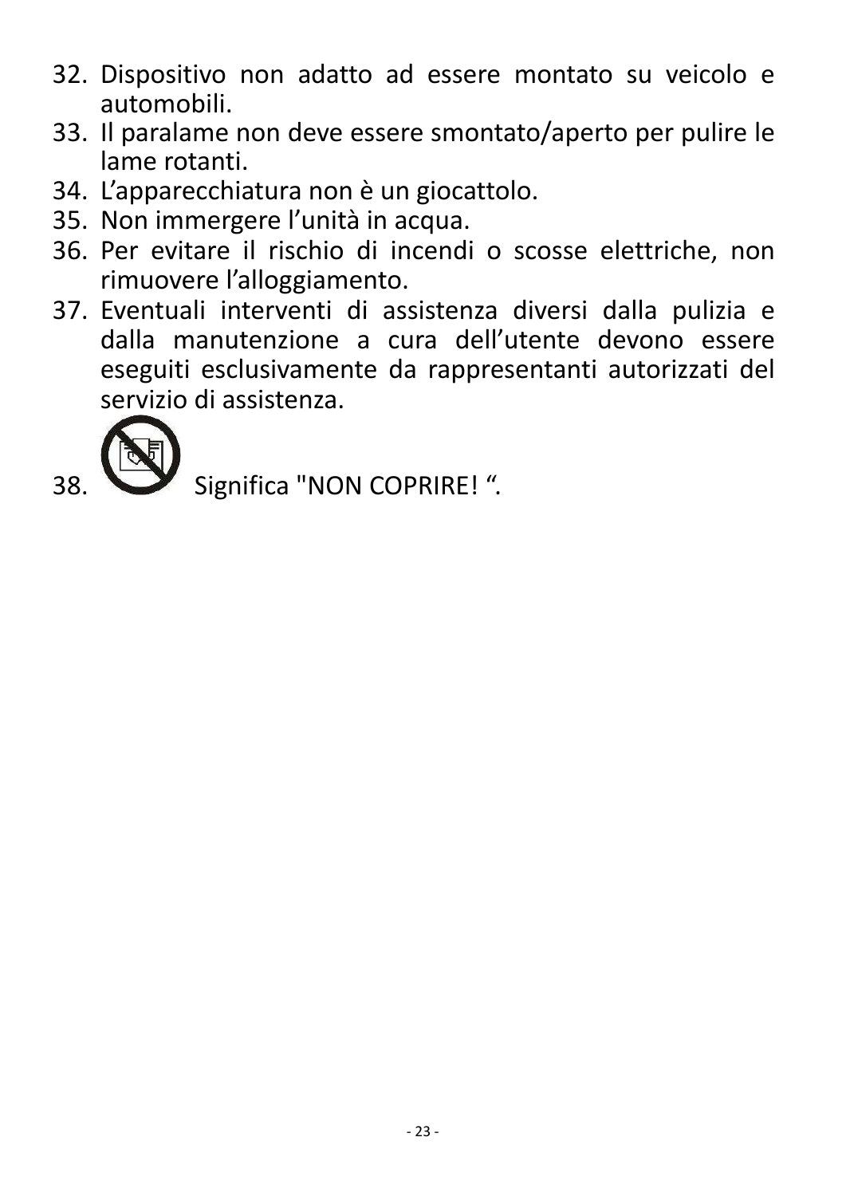32. Dispositivo non adatto ad essere montato su veicolo e automobili.
33. Il paralame non deve essere smontato/aperto per pulire le lame rotanti.
34. L’apparecchiatura non è un giocattolo.
35. Non immergere l’unità in acqua.
36. Per evitare il rischio di incendi o scosse elettriche, non rimuovere l’alloggiamento.
37. Eventuali interventi di assistenza diversi dalla pulizia e dalla manutenzione a cura dell’utente devono essere eseguiti esclusivamente da rappresentanti autorizzati del servizio di assistenza.
38. Significa "NON COPRIRE! “.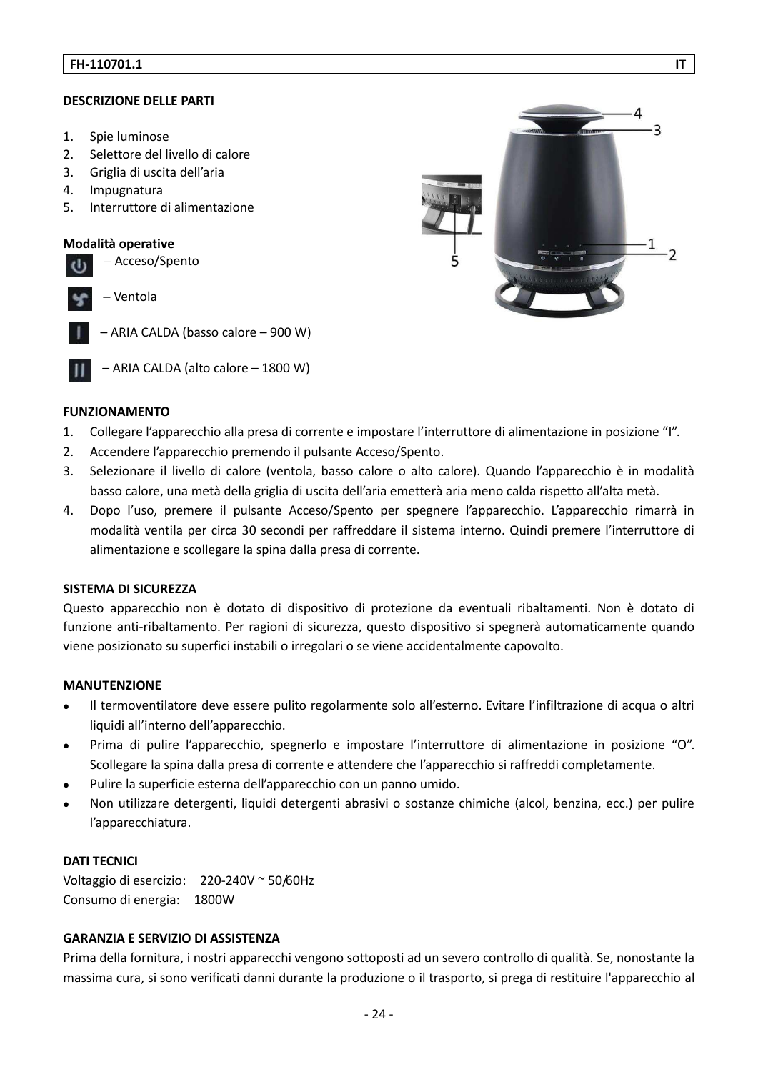**FH-110701.1 IT**

**DESCRIZIONE DELLE PARTI**

1. Spie luminose
2. Selettore del livello di calore
3. Griglia di uscita dell'aria
4. Impugnatura
5. Interruttore di alimentazione

**Modalità operative**

– Acceso/Spento

– Ventola

– ARIA CALDA (basso calore – 900 W)

– ARIA CALDA (alto calore – 1800 W)

**FUNZIONAMENTO**

1. Collegare l'apparecchio alla presa di corrente e impostare l'interruttore di alimentazione in posizione "I".
2. Accendere l'apparecchio premendo il pulsante Acceso/Spento.
3. Selezionare il livello di calore (ventola, basso calore o alto calore). Quando l'apparecchio è in modalità basso calore, una metà della griglia di uscita dell'aria emetterà aria meno calda rispetto all'alta metà.
4. Dopo l'uso, premere il pulsante Acceso/Spento per spegnere l'apparecchio. L'apparecchio rimarrà in modalità ventila per circa 30 secondi per raffreddare il sistema interno. Quindi premere l'interruttore di alimentazione e scollegare la spina dalla presa di corrente.

**SISTEMA DI SICUREZZA**

Questo apparecchio non è dotato di dispositivo di protezione da eventuali ribaltamenti. Non è dotato di funzione anti-ribaltamento. Per ragioni di sicurezza, questo dispositivo si spegnerà automaticamente quando viene posizionato su superfici instabili o irregolari o se viene accidentalmente capovolto.

**MANUTENZIONE**

- Il termoventilatore deve essere pulito regolarmente solo all'esterno. Evitare l'infiltrazione di acqua o altri liquidi all'interno dell'apparecchio.
- Prima di pulire l'apparecchio, spegnerlo e impostare l'interruttore di alimentazione in posizione "O". Scollegare la spina dalla presa di corrente e attendere che l'apparecchio si raffreddi completamente.
- Pulire la superficie esterna dell'apparecchio con un panno umido.
- Non utilizzare detergenti, liquidi detergenti abrasivi o sostanze chimiche (alcol, benzina, ecc.) per pulire l'apparecchiatura.

**DATI TECNICI**

Voltaggio di esercizio: 220-240V ~ 50/60Hz
Consumo di energia: 1800W

**GARANZIA E SERVIZIO DI ASSISTENZA**

Prima della fornitura, i nostri apparecchi vengono sottoposti ad un severo controllo di qualità. Se, nonostante la massima cura, si sono verificati danni durante la produzione o il trasporto, si prega di restituire l'apparecchio al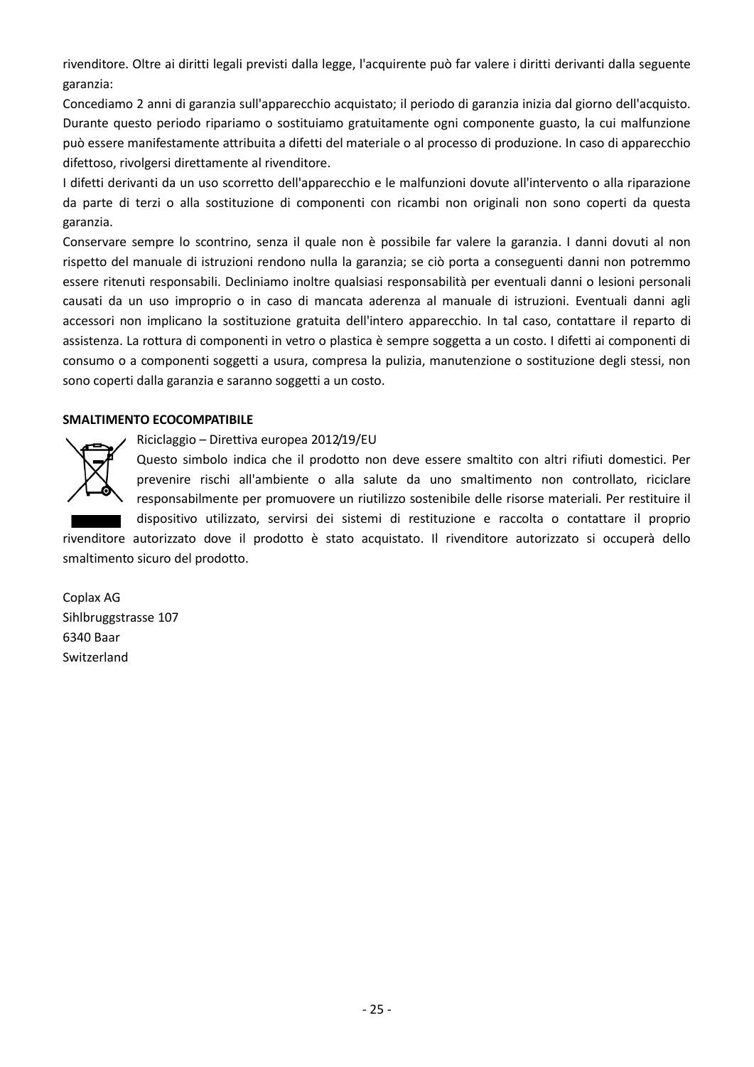rivenditore. Oltre ai diritti legali previsti dalla legge, l'acquirente può far valere i diritti derivanti dalla seguente garanzia:

Concediamo 2 anni di garanzia sull'apparecchio acquistato; il periodo di garanzia inizia dal giorno dell'acquisto. Durante questo periodo ripariamo o sostituiamo gratuitamente ogni componente guasto, la cui malfunzione può essere manifestamente attribuita a difetti del materiale o al processo di produzione. In caso di apparecchio difettoso, rivolgersi direttamente al rivenditore.

I difetti derivanti da un uso scorretto dell'apparecchio e le malfunzioni dovute all'intervento o alla riparazione da parte di terzi o alla sostituzione di componenti con ricambi non originali non sono coperti da questa garanzia.

Conservare sempre lo scontrino, senza il quale non è possibile far valere la garanzia. I danni dovuti al non rispetto del manuale di istruzioni rendono nulla la garanzia; se ciò porta a conseguenti danni non potremmo essere ritenuti responsabili. Decliniamo inoltre qualsiasi responsabilità per eventuali danni o lesioni personali causati da un uso improprio o in caso di mancata aderenza al manuale di istruzioni. Eventuali danni agli accessori non implicano la sostituzione gratuita dell'intero apparecchio. In tal caso, contattare il reparto di assistenza. La rottura di componenti in vetro o plastica è sempre soggetta a un costo. I difetti ai componenti di consumo o a componenti soggetti a usura, compresa la pulizia, manutenzione o sostituzione degli stessi, non sono coperti dalla garanzia e saranno soggetti a un costo.

**SMALTIMENTO ECOCOMPATIBILE**

Riciclaggio – Direttiva europea 2012/19/EU

Questo simbolo indica che il prodotto non deve essere smaltito con altri rifiuti domestici. Per prevenire rischi all'ambiente o alla salute da uno smaltimento non controllato, riciclare responsabilmente per promuovere un riutilizzo sostenibile delle risorse materiali. Per restituire il dispositivo utilizzato, servirsi dei sistemi di restituzione e raccolta o contattare il proprio rivenditore autorizzato dove il prodotto è stato acquistato. Il rivenditore autorizzato si occuperà dello smaltimento sicuro del prodotto.

Coplax AG
Sihlbruggstrasse 107
6340 Baar
Switzerland